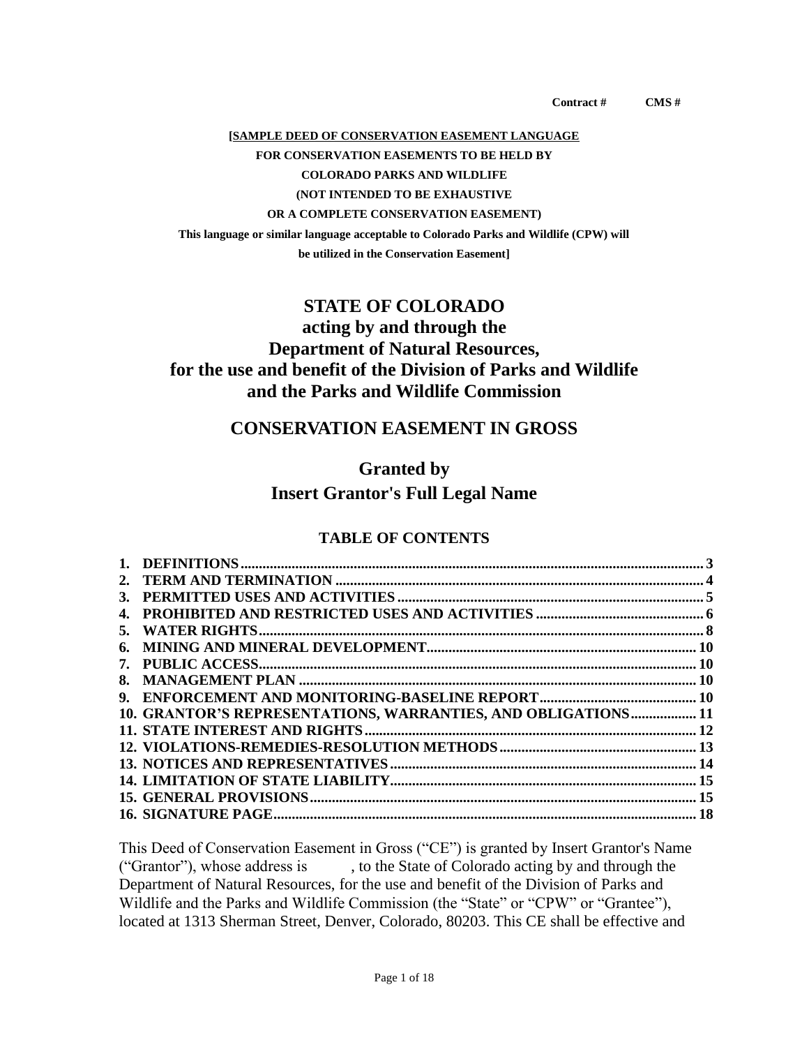**Contract #   CMS #**

**[SAMPLE DEED OF CONSERVATION EASEMENT LANGUAGE**
**FOR CONSERVATION EASEMENTS TO BE HELD BY**
**COLORADO PARKS AND WILDLIFE**
**(NOT INTENDED TO BE EXHAUSTIVE**
**OR A COMPLETE CONSERVATION EASEMENT)**
**This language or similar language acceptable to Colorado Parks and Wildlife (CPW) will be utilized in the Conservation Easement]**

# STATE OF COLORADO
# acting by and through the
# Department of Natural Resources,
# for the use and benefit of the Division of Parks and Wildlife and the Parks and Wildlife Commission

## CONSERVATION EASEMENT IN GROSS

## Granted by
## Insert Grantor's Full Legal Name

### TABLE OF CONTENTS

| | |
|---|---|
| 1. DEFINITIONS | 3 |
| 2. TERM AND TERMINATION | 4 |
| 3. PERMITTED USES AND ACTIVITIES | 5 |
| 4. PROHIBITED AND RESTRICTED USES AND ACTIVITIES | 6 |
| 5. WATER RIGHTS | 8 |
| 6. MINING AND MINERAL DEVELOPMENT | 10 |
| 7. PUBLIC ACCESS | 10 |
| 8. MANAGEMENT PLAN | 10 |
| 9. ENFORCEMENT AND MONITORING-BASELINE REPORT | 10 |
| 10. GRANTOR'S REPRESENTATIONS, WARRANTIES, AND OBLIGATIONS | 11 |
| 11. STATE INTEREST AND RIGHTS | 12 |
| 12. VIOLATIONS-REMEDIES-RESOLUTION METHODS | 13 |
| 13. NOTICES AND REPRESENTATIVES | 14 |
| 14. LIMITATION OF STATE LIABILITY | 15 |
| 15. GENERAL PROVISIONS | 15 |
| 16. SIGNATURE PAGE | 18 |

This Deed of Conservation Easement in Gross ("CE") is granted by Insert Grantor's Name ("Grantor"), whose address is , to the State of Colorado acting by and through the Department of Natural Resources, for the use and benefit of the Division of Parks and Wildlife and the Parks and Wildlife Commission (the "State" or "CPW" or "Grantee"), located at 1313 Sherman Street, Denver, Colorado, 80203. This CE shall be effective and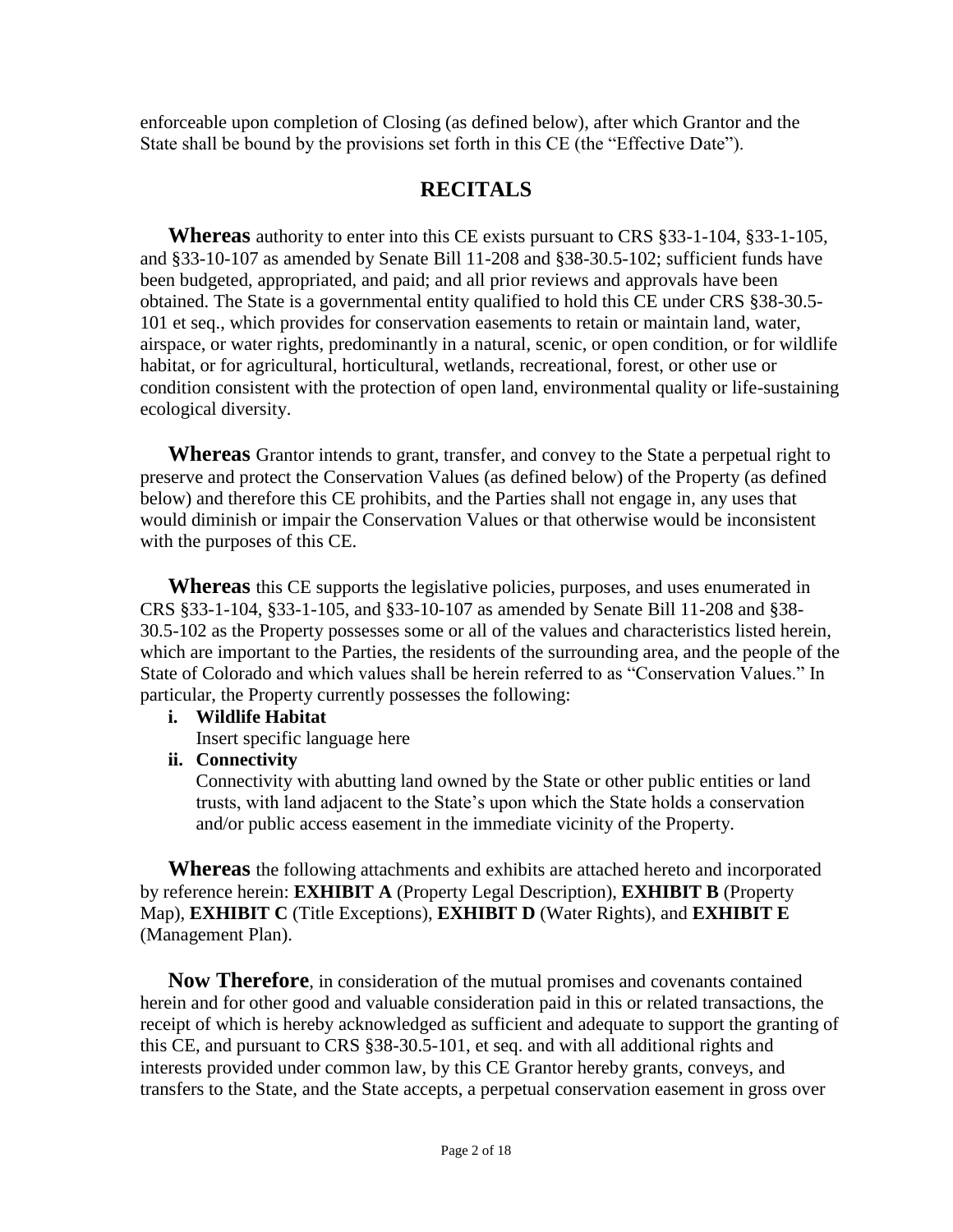enforceable upon completion of Closing (as defined below), after which Grantor and the State shall be bound by the provisions set forth in this CE (the "Effective Date").

## RECITALS

**Whereas** authority to enter into this CE exists pursuant to CRS §33-1-104, §33-1-105, and §33-10-107 as amended by Senate Bill 11-208 and §38-30.5-102; sufficient funds have been budgeted, appropriated, and paid; and all prior reviews and approvals have been obtained. The State is a governmental entity qualified to hold this CE under CRS §38-30.5-101 et seq., which provides for conservation easements to retain or maintain land, water, airspace, or water rights, predominantly in a natural, scenic, or open condition, or for wildlife habitat, or for agricultural, horticultural, wetlands, recreational, forest, or other use or condition consistent with the protection of open land, environmental quality or life-sustaining ecological diversity.

**Whereas** Grantor intends to grant, transfer, and convey to the State a perpetual right to preserve and protect the Conservation Values (as defined below) of the Property (as defined below) and therefore this CE prohibits, and the Parties shall not engage in, any uses that would diminish or impair the Conservation Values or that otherwise would be inconsistent with the purposes of this CE.

**Whereas** this CE supports the legislative policies, purposes, and uses enumerated in CRS §33-1-104, §33-1-105, and §33-10-107 as amended by Senate Bill 11-208 and §38-30.5-102 as the Property possesses some or all of the values and characteristics listed herein, which are important to the Parties, the residents of the surrounding area, and the people of the State of Colorado and which values shall be herein referred to as "Conservation Values." In particular, the Property currently possesses the following:

i. **Wildlife Habitat**
   Insert specific language here

ii. **Connectivity**
   Connectivity with abutting land owned by the State or other public entities or land trusts, with land adjacent to the State's upon which the State holds a conservation and/or public access easement in the immediate vicinity of the Property.

**Whereas** the following attachments and exhibits are attached hereto and incorporated by reference herein: **EXHIBIT A** (Property Legal Description), **EXHIBIT B** (Property Map), **EXHIBIT C** (Title Exceptions), **EXHIBIT D** (Water Rights), and **EXHIBIT E** (Management Plan).

**Now Therefore**, in consideration of the mutual promises and covenants contained herein and for other good and valuable consideration paid in this or related transactions, the receipt of which is hereby acknowledged as sufficient and adequate to support the granting of this CE, and pursuant to CRS §38-30.5-101, et seq. and with all additional rights and interests provided under common law, by this CE Grantor hereby grants, conveys, and transfers to the State, and the State accepts, a perpetual conservation easement in gross over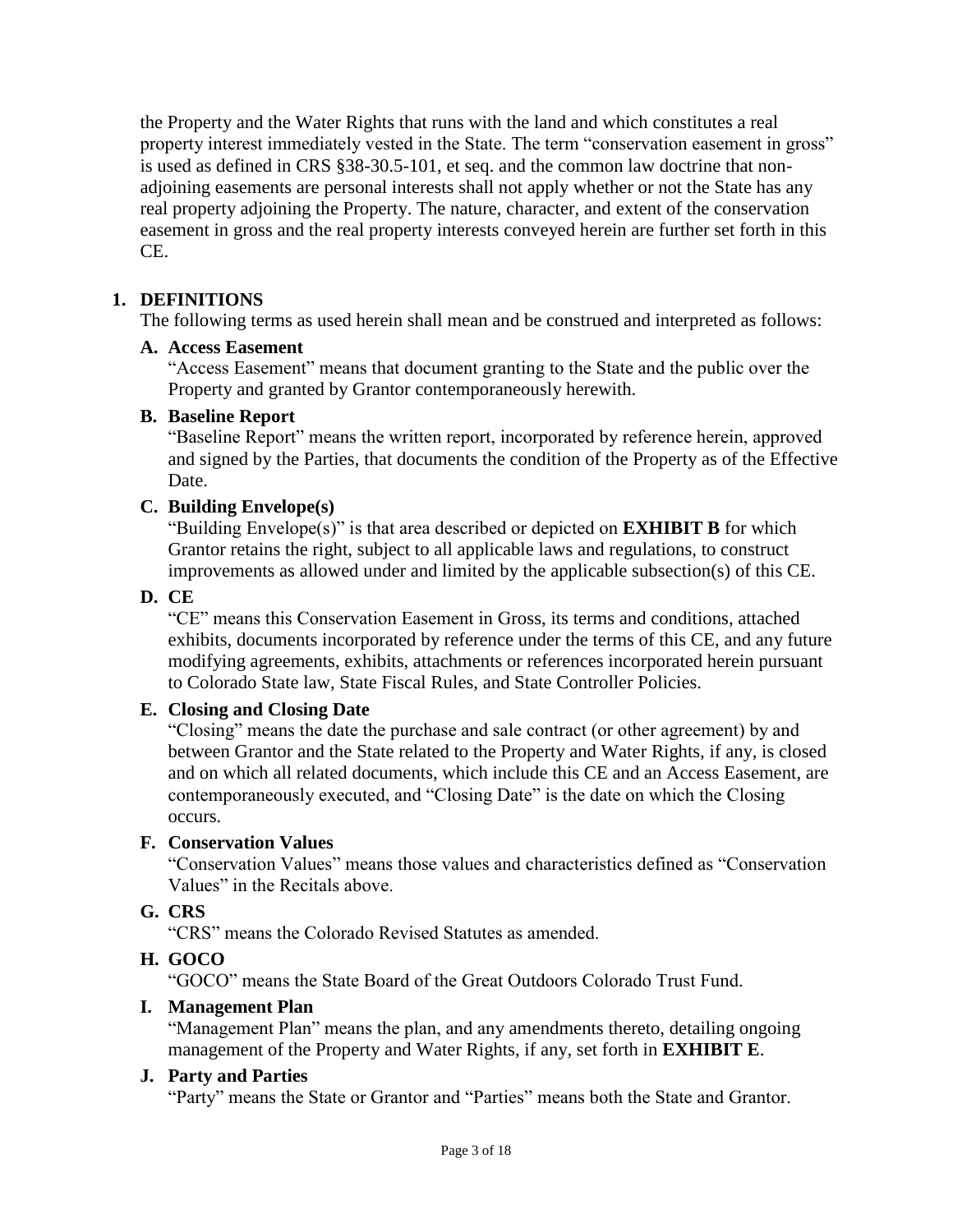the Property and the Water Rights that runs with the land and which constitutes a real property interest immediately vested in the State. The term "conservation easement in gross" is used as defined in CRS §38-30.5-101, et seq. and the common law doctrine that non-adjoining easements are personal interests shall not apply whether or not the State has any real property adjoining the Property. The nature, character, and extent of the conservation easement in gross and the real property interests conveyed herein are further set forth in this CE.

## 1. DEFINITIONS

The following terms as used herein shall mean and be construed and interpreted as follows:

### A. Access Easement

"Access Easement" means that document granting to the State and the public over the Property and granted by Grantor contemporaneously herewith.

### B. Baseline Report

"Baseline Report" means the written report, incorporated by reference herein, approved and signed by the Parties, that documents the condition of the Property as of the Effective Date.

### C. Building Envelope(s)

"Building Envelope(s)" is that area described or depicted on **EXHIBIT B** for which Grantor retains the right, subject to all applicable laws and regulations, to construct improvements as allowed under and limited by the applicable subsection(s) of this CE.

### D. CE

"CE" means this Conservation Easement in Gross, its terms and conditions, attached exhibits, documents incorporated by reference under the terms of this CE, and any future modifying agreements, exhibits, attachments or references incorporated herein pursuant to Colorado State law, State Fiscal Rules, and State Controller Policies.

### E. Closing and Closing Date

"Closing" means the date the purchase and sale contract (or other agreement) by and between Grantor and the State related to the Property and Water Rights, if any, is closed and on which all related documents, which include this CE and an Access Easement, are contemporaneously executed, and "Closing Date" is the date on which the Closing occurs.

### F. Conservation Values

"Conservation Values" means those values and characteristics defined as "Conservation Values" in the Recitals above.

### G. CRS

"CRS" means the Colorado Revised Statutes as amended.

### H. GOCO

"GOCO" means the State Board of the Great Outdoors Colorado Trust Fund.

### I. Management Plan

"Management Plan" means the plan, and any amendments thereto, detailing ongoing management of the Property and Water Rights, if any, set forth in **EXHIBIT E**.

### J. Party and Parties

"Party" means the State or Grantor and "Parties" means both the State and Grantor.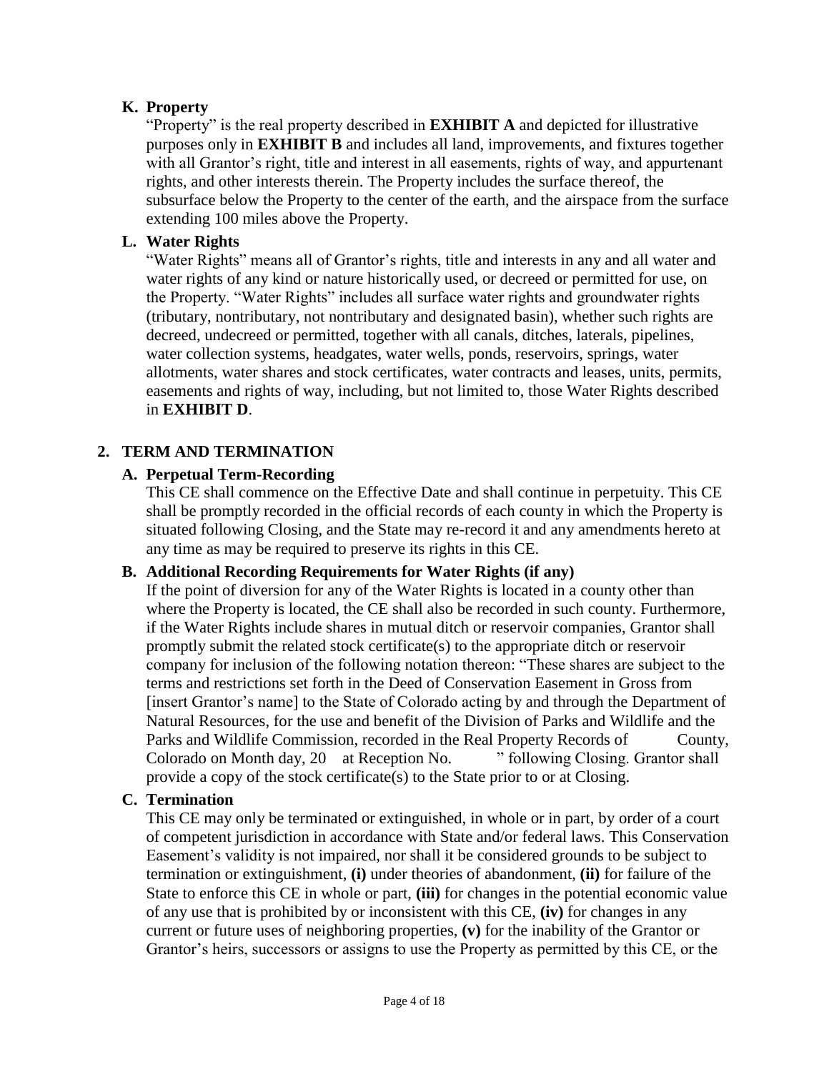### K. Property

"Property" is the real property described in **EXHIBIT A** and depicted for illustrative purposes only in **EXHIBIT B** and includes all land, improvements, and fixtures together with all Grantor's right, title and interest in all easements, rights of way, and appurtenant rights, and other interests therein. The Property includes the surface thereof, the subsurface below the Property to the center of the earth, and the airspace from the surface extending 100 miles above the Property.

### L. Water Rights

"Water Rights" means all of Grantor's rights, title and interests in any and all water and water rights of any kind or nature historically used, or decreed or permitted for use, on the Property. "Water Rights" includes all surface water rights and groundwater rights (tributary, nontributary, not nontributary and designated basin), whether such rights are decreed, undecreed or permitted, together with all canals, ditches, laterals, pipelines, water collection systems, headgates, water wells, ponds, reservoirs, springs, water allotments, water shares and stock certificates, water contracts and leases, units, permits, easements and rights of way, including, but not limited to, those Water Rights described in **EXHIBIT D**.

## 2. TERM AND TERMINATION

### A. Perpetual Term-Recording

This CE shall commence on the Effective Date and shall continue in perpetuity. This CE shall be promptly recorded in the official records of each county in which the Property is situated following Closing, and the State may re-record it and any amendments hereto at any time as may be required to preserve its rights in this CE.

### B. Additional Recording Requirements for Water Rights (if any)

If the point of diversion for any of the Water Rights is located in a county other than where the Property is located, the CE shall also be recorded in such county. Furthermore, if the Water Rights include shares in mutual ditch or reservoir companies, Grantor shall promptly submit the related stock certificate(s) to the appropriate ditch or reservoir company for inclusion of the following notation thereon: "These shares are subject to the terms and restrictions set forth in the Deed of Conservation Easement in Gross from [insert Grantor's name] to the State of Colorado acting by and through the Department of Natural Resources, for the use and benefit of the Division of Parks and Wildlife and the Parks and Wildlife Commission, recorded in the Real Property Records of County, Colorado on Month day, 20 at Reception No. " following Closing. Grantor shall provide a copy of the stock certificate(s) to the State prior to or at Closing.

### C. Termination

This CE may only be terminated or extinguished, in whole or in part, by order of a court of competent jurisdiction in accordance with State and/or federal laws. This Conservation Easement's validity is not impaired, nor shall it be considered grounds to be subject to termination or extinguishment, **(i)** under theories of abandonment, **(ii)** for failure of the State to enforce this CE in whole or part, **(iii)** for changes in the potential economic value of any use that is prohibited by or inconsistent with this CE, **(iv)** for changes in any current or future uses of neighboring properties, **(v)** for the inability of the Grantor or Grantor's heirs, successors or assigns to use the Property as permitted by this CE, or the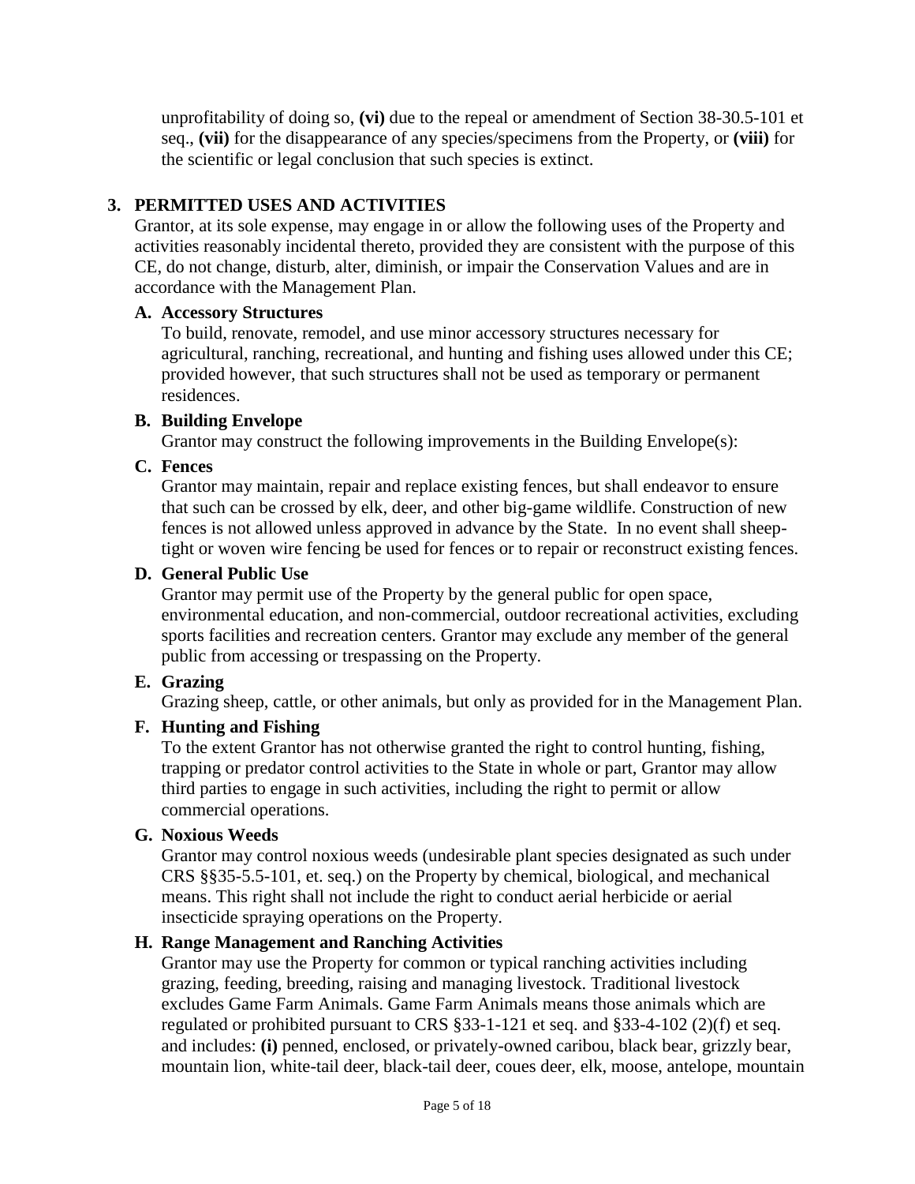unprofitability of doing so, **(vi)** due to the repeal or amendment of Section 38-30.5-101 et seq., **(vii)** for the disappearance of any species/specimens from the Property, or **(viii)** for the scientific or legal conclusion that such species is extinct.

## 3. PERMITTED USES AND ACTIVITIES

Grantor, at its sole expense, may engage in or allow the following uses of the Property and activities reasonably incidental thereto, provided they are consistent with the purpose of this CE, do not change, disturb, alter, diminish, or impair the Conservation Values and are in accordance with the Management Plan.

### A. Accessory Structures

To build, renovate, remodel, and use minor accessory structures necessary for agricultural, ranching, recreational, and hunting and fishing uses allowed under this CE; provided however, that such structures shall not be used as temporary or permanent residences.

### B. Building Envelope

Grantor may construct the following improvements in the Building Envelope(s):

### C. Fences

Grantor may maintain, repair and replace existing fences, but shall endeavor to ensure that such can be crossed by elk, deer, and other big-game wildlife. Construction of new fences is not allowed unless approved in advance by the State. In no event shall sheep-tight or woven wire fencing be used for fences or to repair or reconstruct existing fences.

### D. General Public Use

Grantor may permit use of the Property by the general public for open space, environmental education, and non-commercial, outdoor recreational activities, excluding sports facilities and recreation centers. Grantor may exclude any member of the general public from accessing or trespassing on the Property.

### E. Grazing

Grazing sheep, cattle, or other animals, but only as provided for in the Management Plan.

### F. Hunting and Fishing

To the extent Grantor has not otherwise granted the right to control hunting, fishing, trapping or predator control activities to the State in whole or part, Grantor may allow third parties to engage in such activities, including the right to permit or allow commercial operations.

### G. Noxious Weeds

Grantor may control noxious weeds (undesirable plant species designated as such under CRS §§35-5.5-101, et. seq.) on the Property by chemical, biological, and mechanical means. This right shall not include the right to conduct aerial herbicide or aerial insecticide spraying operations on the Property.

### H. Range Management and Ranching Activities

Grantor may use the Property for common or typical ranching activities including grazing, feeding, breeding, raising and managing livestock. Traditional livestock excludes Game Farm Animals. Game Farm Animals means those animals which are regulated or prohibited pursuant to CRS §33-1-121 et seq. and §33-4-102 (2)(f) et seq. and includes: **(i)** penned, enclosed, or privately-owned caribou, black bear, grizzly bear, mountain lion, white-tail deer, black-tail deer, coues deer, elk, moose, antelope, mountain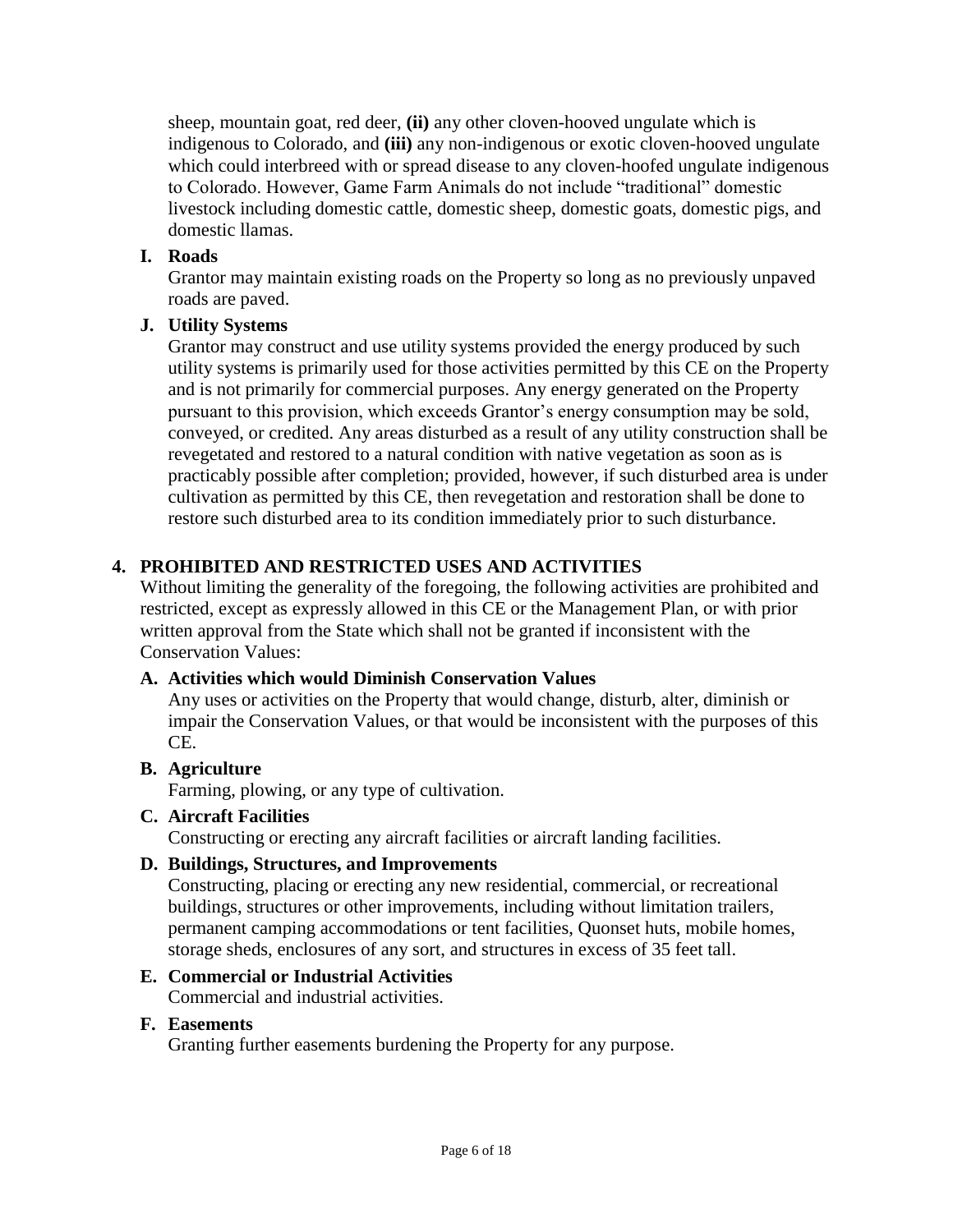sheep, mountain goat, red deer, **(ii)** any other cloven-hooved ungulate which is indigenous to Colorado, and **(iii)** any non-indigenous or exotic cloven-hooved ungulate which could interbreed with or spread disease to any cloven-hoofed ungulate indigenous to Colorado. However, Game Farm Animals do not include "traditional" domestic livestock including domestic cattle, domestic sheep, domestic goats, domestic pigs, and domestic llamas.

**I. Roads**

Grantor may maintain existing roads on the Property so long as no previously unpaved roads are paved.

**J. Utility Systems**

Grantor may construct and use utility systems provided the energy produced by such utility systems is primarily used for those activities permitted by this CE on the Property and is not primarily for commercial purposes. Any energy generated on the Property pursuant to this provision, which exceeds Grantor's energy consumption may be sold, conveyed, or credited. Any areas disturbed as a result of any utility construction shall be revegetated and restored to a natural condition with native vegetation as soon as is practicably possible after completion; provided, however, if such disturbed area is under cultivation as permitted by this CE, then revegetation and restoration shall be done to restore such disturbed area to its condition immediately prior to such disturbance.

## 4. PROHIBITED AND RESTRICTED USES AND ACTIVITIES

Without limiting the generality of the foregoing, the following activities are prohibited and restricted, except as expressly allowed in this CE or the Management Plan, or with prior written approval from the State which shall not be granted if inconsistent with the Conservation Values:

**A. Activities which would Diminish Conservation Values**

Any uses or activities on the Property that would change, disturb, alter, diminish or impair the Conservation Values, or that would be inconsistent with the purposes of this CE.

**B. Agriculture**

Farming, plowing, or any type of cultivation.

**C. Aircraft Facilities**

Constructing or erecting any aircraft facilities or aircraft landing facilities.

**D. Buildings, Structures, and Improvements**

Constructing, placing or erecting any new residential, commercial, or recreational buildings, structures or other improvements, including without limitation trailers, permanent camping accommodations or tent facilities, Quonset huts, mobile homes, storage sheds, enclosures of any sort, and structures in excess of 35 feet tall.

**E. Commercial or Industrial Activities**

Commercial and industrial activities.

**F. Easements**

Granting further easements burdening the Property for any purpose.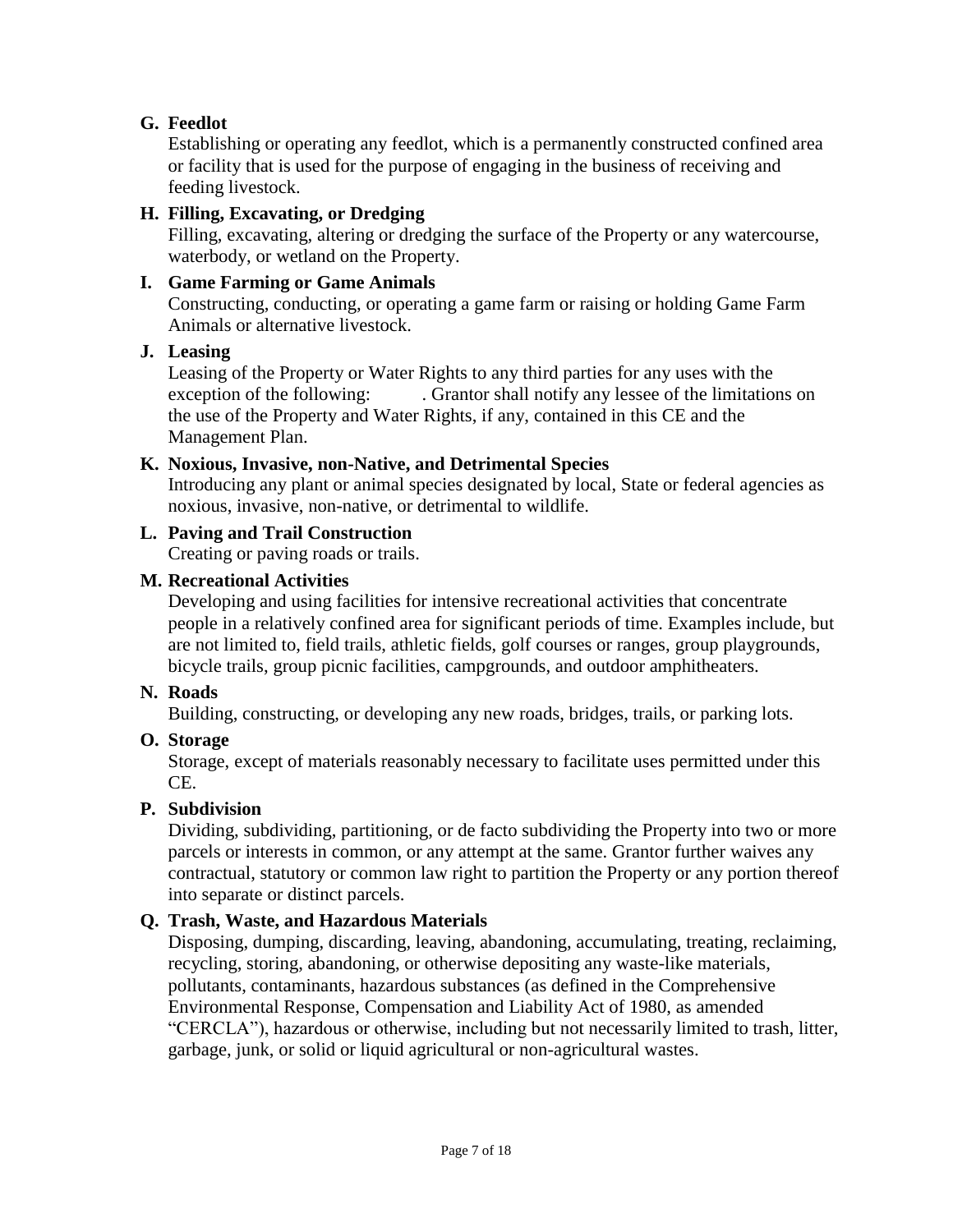**G. Feedlot**

Establishing or operating any feedlot, which is a permanently constructed confined area or facility that is used for the purpose of engaging in the business of receiving and feeding livestock.

**H. Filling, Excavating, or Dredging**

Filling, excavating, altering or dredging the surface of the Property or any watercourse, waterbody, or wetland on the Property.

**I. Game Farming or Game Animals**

Constructing, conducting, or operating a game farm or raising or holding Game Farm Animals or alternative livestock.

**J. Leasing**

Leasing of the Property or Water Rights to any third parties for any uses with the exception of the following: . Grantor shall notify any lessee of the limitations on the use of the Property and Water Rights, if any, contained in this CE and the Management Plan.

**K. Noxious, Invasive, non-Native, and Detrimental Species**

Introducing any plant or animal species designated by local, State or federal agencies as noxious, invasive, non-native, or detrimental to wildlife.

**L. Paving and Trail Construction**

Creating or paving roads or trails.

**M. Recreational Activities**

Developing and using facilities for intensive recreational activities that concentrate people in a relatively confined area for significant periods of time. Examples include, but are not limited to, field trails, athletic fields, golf courses or ranges, group playgrounds, bicycle trails, group picnic facilities, campgrounds, and outdoor amphitheaters.

**N. Roads**

Building, constructing, or developing any new roads, bridges, trails, or parking lots.

**O. Storage**

Storage, except of materials reasonably necessary to facilitate uses permitted under this CE.

**P. Subdivision**

Dividing, subdividing, partitioning, or de facto subdividing the Property into two or more parcels or interests in common, or any attempt at the same. Grantor further waives any contractual, statutory or common law right to partition the Property or any portion thereof into separate or distinct parcels.

**Q. Trash, Waste, and Hazardous Materials**

Disposing, dumping, discarding, leaving, abandoning, accumulating, treating, reclaiming, recycling, storing, abandoning, or otherwise depositing any waste-like materials, pollutants, contaminants, hazardous substances (as defined in the Comprehensive Environmental Response, Compensation and Liability Act of 1980, as amended "CERCLA"), hazardous or otherwise, including but not necessarily limited to trash, litter, garbage, junk, or solid or liquid agricultural or non-agricultural wastes.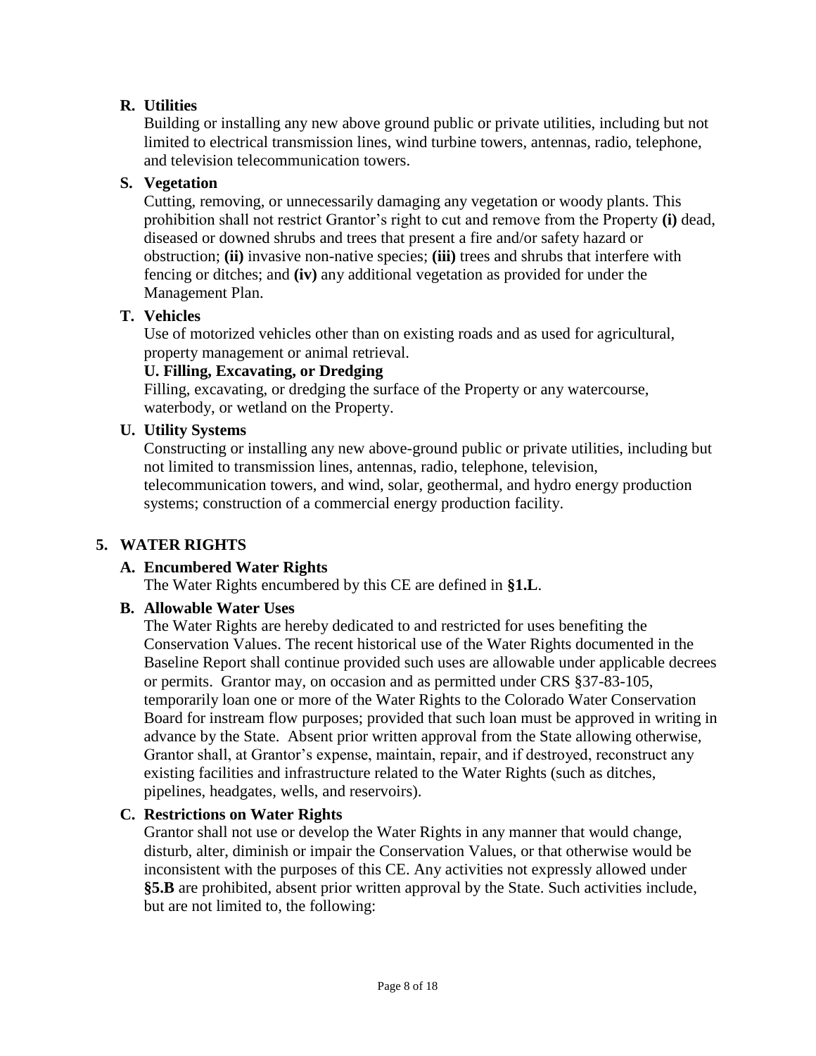**R. Utilities**

Building or installing any new above ground public or private utilities, including but not limited to electrical transmission lines, wind turbine towers, antennas, radio, telephone, and television telecommunication towers.

**S. Vegetation**

Cutting, removing, or unnecessarily damaging any vegetation or woody plants. This prohibition shall not restrict Grantor's right to cut and remove from the Property **(i)** dead, diseased or downed shrubs and trees that present a fire and/or safety hazard or obstruction; **(ii)** invasive non-native species; **(iii)** trees and shrubs that interfere with fencing or ditches; and **(iv)** any additional vegetation as provided for under the Management Plan.

**T. Vehicles**

Use of motorized vehicles other than on existing roads and as used for agricultural, property management or animal retrieval.

**U. Filling, Excavating, or Dredging**

Filling, excavating, or dredging the surface of the Property or any watercourse, waterbody, or wetland on the Property.

**U. Utility Systems**

Constructing or installing any new above-ground public or private utilities, including but not limited to transmission lines, antennas, radio, telephone, television, telecommunication towers, and wind, solar, geothermal, and hydro energy production systems; construction of a commercial energy production facility.

## 5. WATER RIGHTS

**A. Encumbered Water Rights**

The Water Rights encumbered by this CE are defined in **§1.L**.

**B. Allowable Water Uses**

The Water Rights are hereby dedicated to and restricted for uses benefiting the Conservation Values. The recent historical use of the Water Rights documented in the Baseline Report shall continue provided such uses are allowable under applicable decrees or permits. Grantor may, on occasion and as permitted under CRS §37-83-105, temporarily loan one or more of the Water Rights to the Colorado Water Conservation Board for instream flow purposes; provided that such loan must be approved in writing in advance by the State. Absent prior written approval from the State allowing otherwise, Grantor shall, at Grantor's expense, maintain, repair, and if destroyed, reconstruct any existing facilities and infrastructure related to the Water Rights (such as ditches, pipelines, headgates, wells, and reservoirs).

**C. Restrictions on Water Rights**

Grantor shall not use or develop the Water Rights in any manner that would change, disturb, alter, diminish or impair the Conservation Values, or that otherwise would be inconsistent with the purposes of this CE. Any activities not expressly allowed under **§5.B** are prohibited, absent prior written approval by the State. Such activities include, but are not limited to, the following: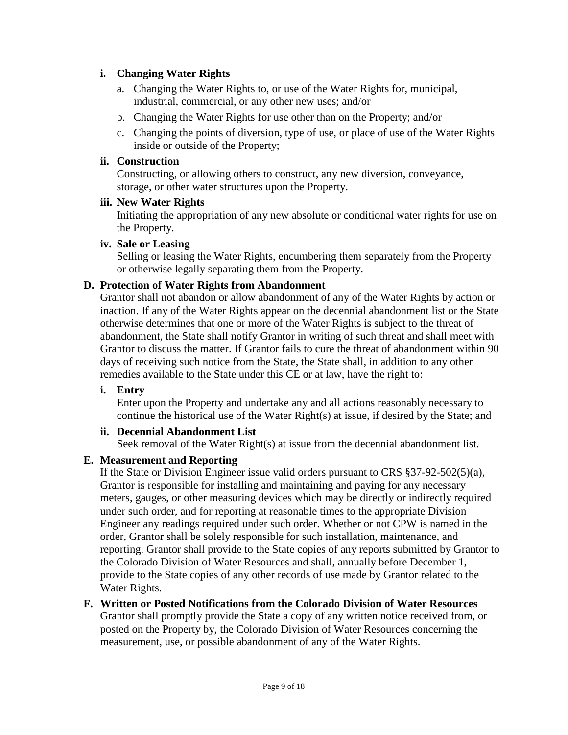#### i. Changing Water Rights

a. Changing the Water Rights to, or use of the Water Rights for, municipal, industrial, commercial, or any other new uses; and/or

b. Changing the Water Rights for use other than on the Property; and/or

c. Changing the points of diversion, type of use, or place of use of the Water Rights inside or outside of the Property;

#### ii. Construction

Constructing, or allowing others to construct, any new diversion, conveyance, storage, or other water structures upon the Property.

#### iii. New Water Rights

Initiating the appropriation of any new absolute or conditional water rights for use on the Property.

#### iv. Sale or Leasing

Selling or leasing the Water Rights, encumbering them separately from the Property or otherwise legally separating them from the Property.

### D. Protection of Water Rights from Abandonment

Grantor shall not abandon or allow abandonment of any of the Water Rights by action or inaction. If any of the Water Rights appear on the decennial abandonment list or the State otherwise determines that one or more of the Water Rights is subject to the threat of abandonment, the State shall notify Grantor in writing of such threat and shall meet with Grantor to discuss the matter. If Grantor fails to cure the threat of abandonment within 90 days of receiving such notice from the State, the State shall, in addition to any other remedies available to the State under this CE or at law, have the right to:

#### i. Entry

Enter upon the Property and undertake any and all actions reasonably necessary to continue the historical use of the Water Right(s) at issue, if desired by the State; and

#### ii. Decennial Abandonment List

Seek removal of the Water Right(s) at issue from the decennial abandonment list.

### E. Measurement and Reporting

If the State or Division Engineer issue valid orders pursuant to CRS §37-92-502(5)(a), Grantor is responsible for installing and maintaining and paying for any necessary meters, gauges, or other measuring devices which may be directly or indirectly required under such order, and for reporting at reasonable times to the appropriate Division Engineer any readings required under such order. Whether or not CPW is named in the order, Grantor shall be solely responsible for such installation, maintenance, and reporting. Grantor shall provide to the State copies of any reports submitted by Grantor to the Colorado Division of Water Resources and shall, annually before December 1, provide to the State copies of any other records of use made by Grantor related to the Water Rights.

### F. Written or Posted Notifications from the Colorado Division of Water Resources

Grantor shall promptly provide the State a copy of any written notice received from, or posted on the Property by, the Colorado Division of Water Resources concerning the measurement, use, or possible abandonment of any of the Water Rights.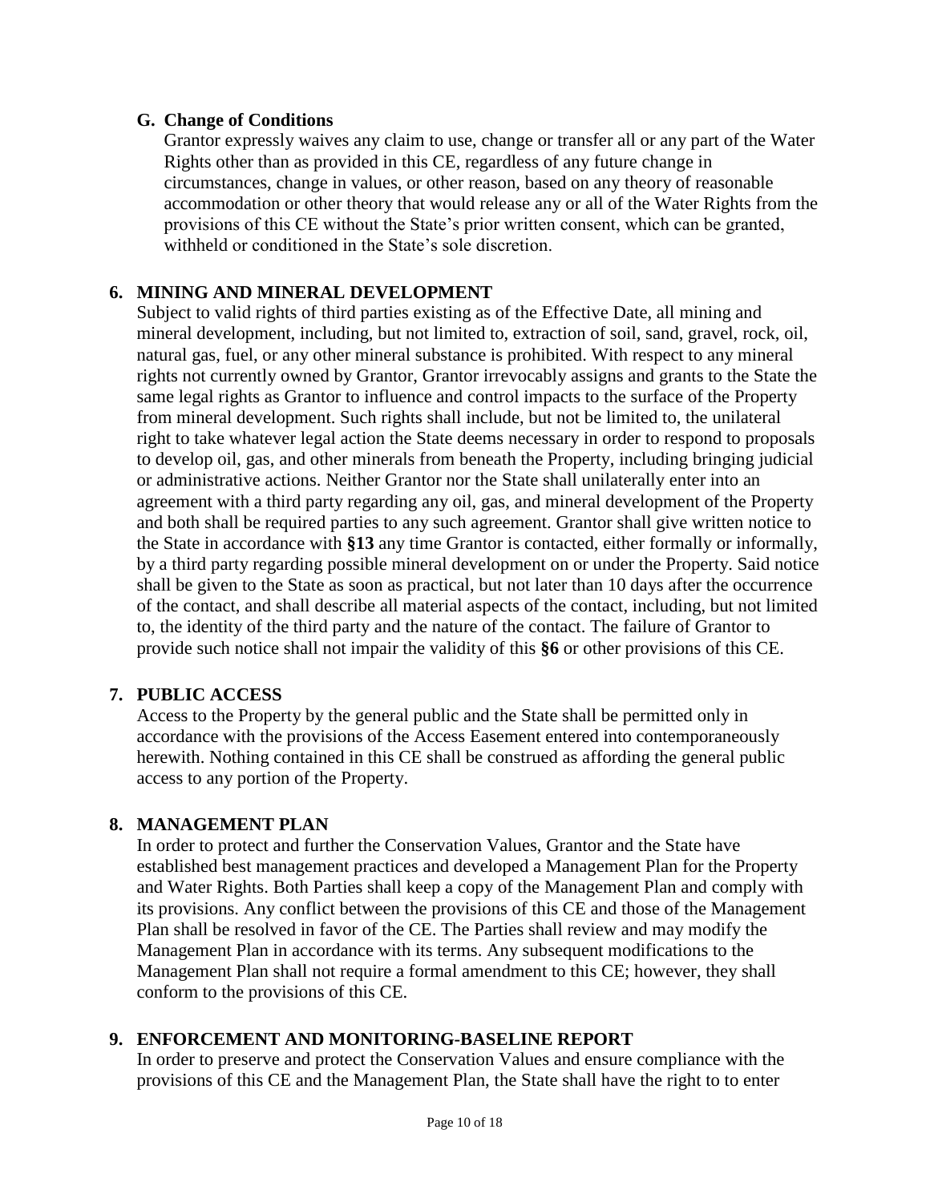### G. Change of Conditions

Grantor expressly waives any claim to use, change or transfer all or any part of the Water Rights other than as provided in this CE, regardless of any future change in circumstances, change in values, or other reason, based on any theory of reasonable accommodation or other theory that would release any or all of the Water Rights from the provisions of this CE without the State's prior written consent, which can be granted, withheld or conditioned in the State's sole discretion.

## 6. MINING AND MINERAL DEVELOPMENT

Subject to valid rights of third parties existing as of the Effective Date, all mining and mineral development, including, but not limited to, extraction of soil, sand, gravel, rock, oil, natural gas, fuel, or any other mineral substance is prohibited. With respect to any mineral rights not currently owned by Grantor, Grantor irrevocably assigns and grants to the State the same legal rights as Grantor to influence and control impacts to the surface of the Property from mineral development. Such rights shall include, but not be limited to, the unilateral right to take whatever legal action the State deems necessary in order to respond to proposals to develop oil, gas, and other minerals from beneath the Property, including bringing judicial or administrative actions. Neither Grantor nor the State shall unilaterally enter into an agreement with a third party regarding any oil, gas, and mineral development of the Property and both shall be required parties to any such agreement. Grantor shall give written notice to the State in accordance with **§13** any time Grantor is contacted, either formally or informally, by a third party regarding possible mineral development on or under the Property. Said notice shall be given to the State as soon as practical, but not later than 10 days after the occurrence of the contact, and shall describe all material aspects of the contact, including, but not limited to, the identity of the third party and the nature of the contact. The failure of Grantor to provide such notice shall not impair the validity of this **§6** or other provisions of this CE.

## 7. PUBLIC ACCESS

Access to the Property by the general public and the State shall be permitted only in accordance with the provisions of the Access Easement entered into contemporaneously herewith. Nothing contained in this CE shall be construed as affording the general public access to any portion of the Property.

## 8. MANAGEMENT PLAN

In order to protect and further the Conservation Values, Grantor and the State have established best management practices and developed a Management Plan for the Property and Water Rights. Both Parties shall keep a copy of the Management Plan and comply with its provisions. Any conflict between the provisions of this CE and those of the Management Plan shall be resolved in favor of the CE. The Parties shall review and may modify the Management Plan in accordance with its terms. Any subsequent modifications to the Management Plan shall not require a formal amendment to this CE; however, they shall conform to the provisions of this CE.

## 9. ENFORCEMENT AND MONITORING-BASELINE REPORT

In order to preserve and protect the Conservation Values and ensure compliance with the provisions of this CE and the Management Plan, the State shall have the right to to enter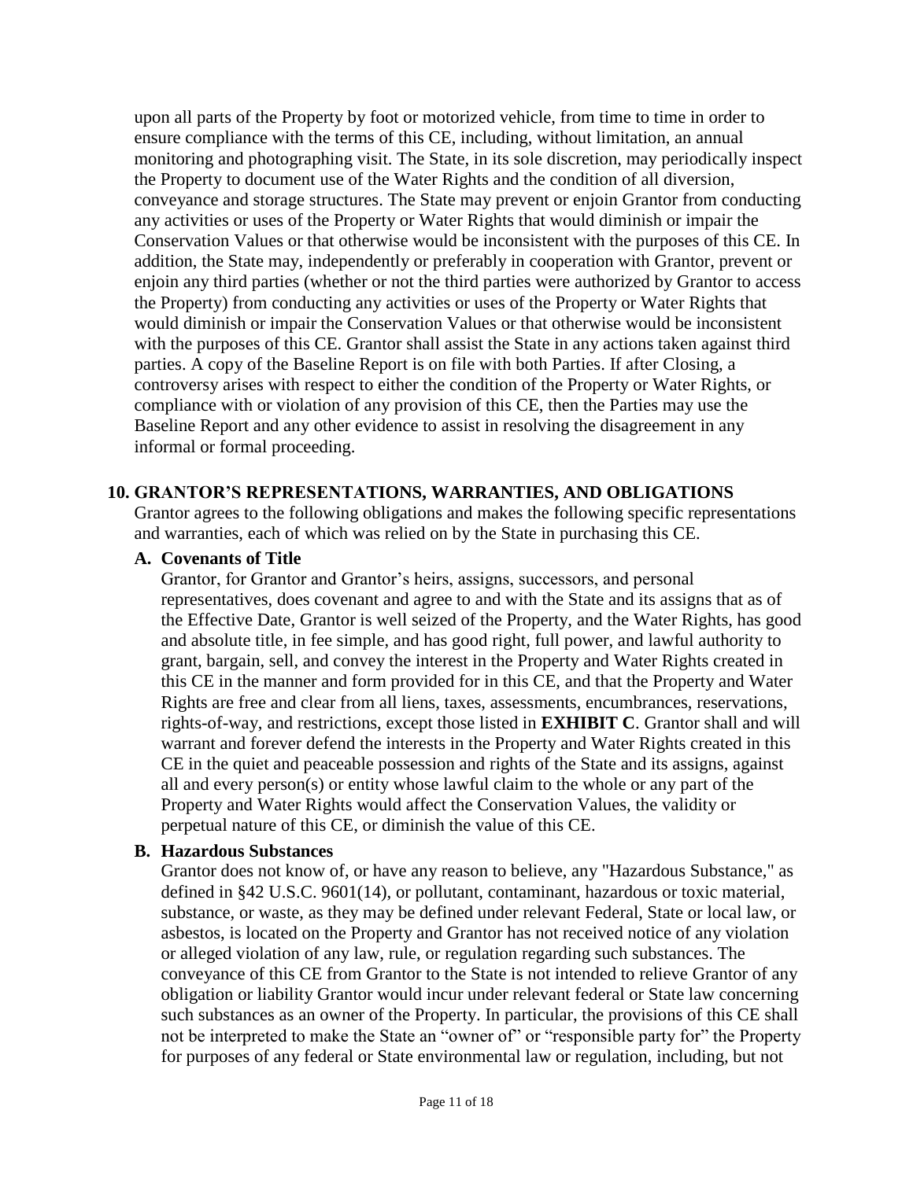upon all parts of the Property by foot or motorized vehicle, from time to time in order to ensure compliance with the terms of this CE, including, without limitation, an annual monitoring and photographing visit. The State, in its sole discretion, may periodically inspect the Property to document use of the Water Rights and the condition of all diversion, conveyance and storage structures. The State may prevent or enjoin Grantor from conducting any activities or uses of the Property or Water Rights that would diminish or impair the Conservation Values or that otherwise would be inconsistent with the purposes of this CE. In addition, the State may, independently or preferably in cooperation with Grantor, prevent or enjoin any third parties (whether or not the third parties were authorized by Grantor to access the Property) from conducting any activities or uses of the Property or Water Rights that would diminish or impair the Conservation Values or that otherwise would be inconsistent with the purposes of this CE. Grantor shall assist the State in any actions taken against third parties. A copy of the Baseline Report is on file with both Parties. If after Closing, a controversy arises with respect to either the condition of the Property or Water Rights, or compliance with or violation of any provision of this CE, then the Parties may use the Baseline Report and any other evidence to assist in resolving the disagreement in any informal or formal proceeding.

## 10. GRANTOR'S REPRESENTATIONS, WARRANTIES, AND OBLIGATIONS

Grantor agrees to the following obligations and makes the following specific representations and warranties, each of which was relied on by the State in purchasing this CE.

### A. Covenants of Title

Grantor, for Grantor and Grantor's heirs, assigns, successors, and personal representatives, does covenant and agree to and with the State and its assigns that as of the Effective Date, Grantor is well seized of the Property, and the Water Rights, has good and absolute title, in fee simple, and has good right, full power, and lawful authority to grant, bargain, sell, and convey the interest in the Property and Water Rights created in this CE in the manner and form provided for in this CE, and that the Property and Water Rights are free and clear from all liens, taxes, assessments, encumbrances, reservations, rights-of-way, and restrictions, except those listed in **EXHIBIT C**. Grantor shall and will warrant and forever defend the interests in the Property and Water Rights created in this CE in the quiet and peaceable possession and rights of the State and its assigns, against all and every person(s) or entity whose lawful claim to the whole or any part of the Property and Water Rights would affect the Conservation Values, the validity or perpetual nature of this CE, or diminish the value of this CE.

### B. Hazardous Substances

Grantor does not know of, or have any reason to believe, any "Hazardous Substance," as defined in §42 U.S.C. 9601(14), or pollutant, contaminant, hazardous or toxic material, substance, or waste, as they may be defined under relevant Federal, State or local law, or asbestos, is located on the Property and Grantor has not received notice of any violation or alleged violation of any law, rule, or regulation regarding such substances. The conveyance of this CE from Grantor to the State is not intended to relieve Grantor of any obligation or liability Grantor would incur under relevant federal or State law concerning such substances as an owner of the Property. In particular, the provisions of this CE shall not be interpreted to make the State an "owner of" or "responsible party for" the Property for purposes of any federal or State environmental law or regulation, including, but not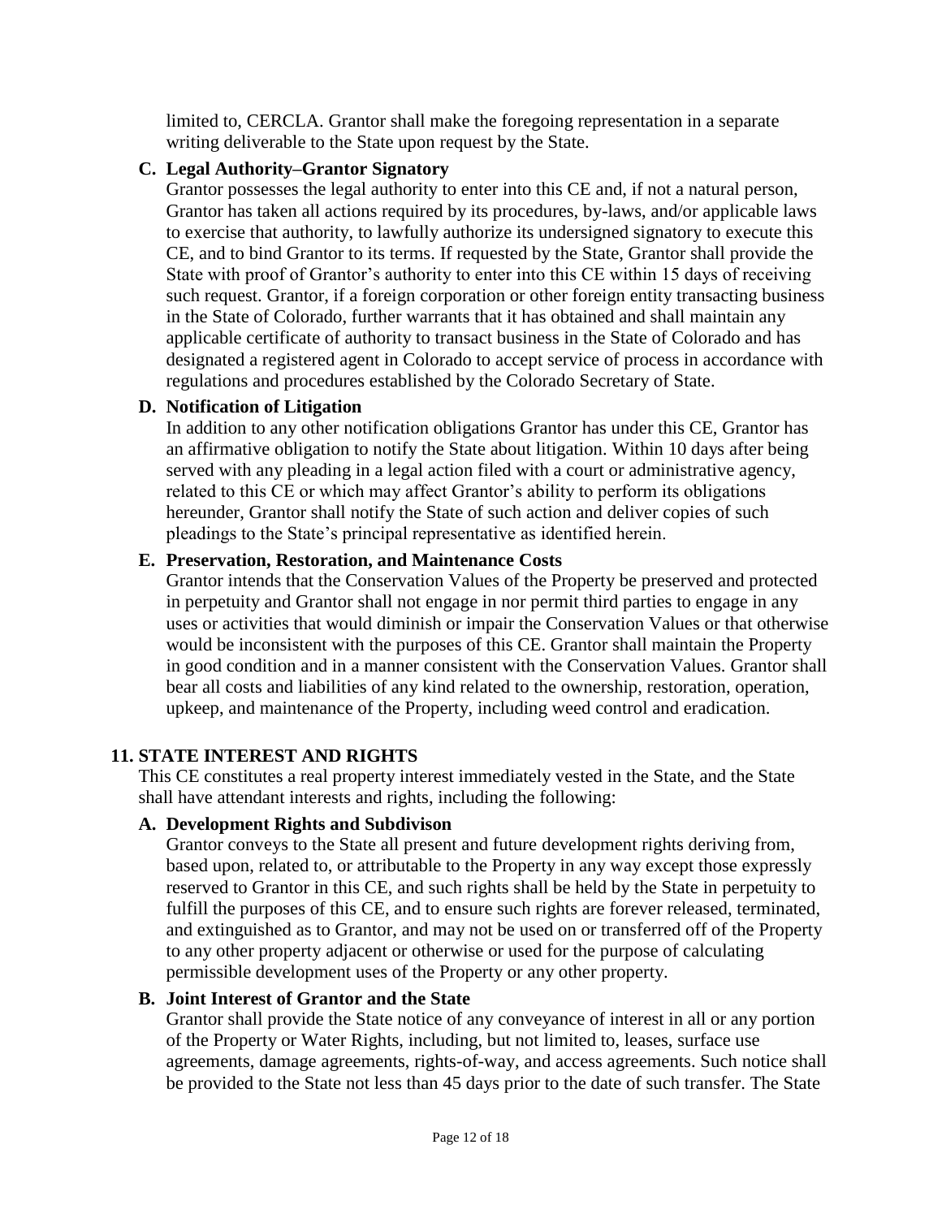limited to, CERCLA. Grantor shall make the foregoing representation in a separate writing deliverable to the State upon request by the State.

### C. Legal Authority–Grantor Signatory

Grantor possesses the legal authority to enter into this CE and, if not a natural person, Grantor has taken all actions required by its procedures, by-laws, and/or applicable laws to exercise that authority, to lawfully authorize its undersigned signatory to execute this CE, and to bind Grantor to its terms. If requested by the State, Grantor shall provide the State with proof of Grantor's authority to enter into this CE within 15 days of receiving such request. Grantor, if a foreign corporation or other foreign entity transacting business in the State of Colorado, further warrants that it has obtained and shall maintain any applicable certificate of authority to transact business in the State of Colorado and has designated a registered agent in Colorado to accept service of process in accordance with regulations and procedures established by the Colorado Secretary of State.

### D. Notification of Litigation

In addition to any other notification obligations Grantor has under this CE, Grantor has an affirmative obligation to notify the State about litigation. Within 10 days after being served with any pleading in a legal action filed with a court or administrative agency, related to this CE or which may affect Grantor's ability to perform its obligations hereunder, Grantor shall notify the State of such action and deliver copies of such pleadings to the State's principal representative as identified herein.

### E. Preservation, Restoration, and Maintenance Costs

Grantor intends that the Conservation Values of the Property be preserved and protected in perpetuity and Grantor shall not engage in nor permit third parties to engage in any uses or activities that would diminish or impair the Conservation Values or that otherwise would be inconsistent with the purposes of this CE. Grantor shall maintain the Property in good condition and in a manner consistent with the Conservation Values. Grantor shall bear all costs and liabilities of any kind related to the ownership, restoration, operation, upkeep, and maintenance of the Property, including weed control and eradication.

## 11. STATE INTEREST AND RIGHTS

This CE constitutes a real property interest immediately vested in the State, and the State shall have attendant interests and rights, including the following:

### A. Development Rights and Subdivison

Grantor conveys to the State all present and future development rights deriving from, based upon, related to, or attributable to the Property in any way except those expressly reserved to Grantor in this CE, and such rights shall be held by the State in perpetuity to fulfill the purposes of this CE, and to ensure such rights are forever released, terminated, and extinguished as to Grantor, and may not be used on or transferred off of the Property to any other property adjacent or otherwise or used for the purpose of calculating permissible development uses of the Property or any other property.

### B. Joint Interest of Grantor and the State

Grantor shall provide the State notice of any conveyance of interest in all or any portion of the Property or Water Rights, including, but not limited to, leases, surface use agreements, damage agreements, rights-of-way, and access agreements. Such notice shall be provided to the State not less than 45 days prior to the date of such transfer. The State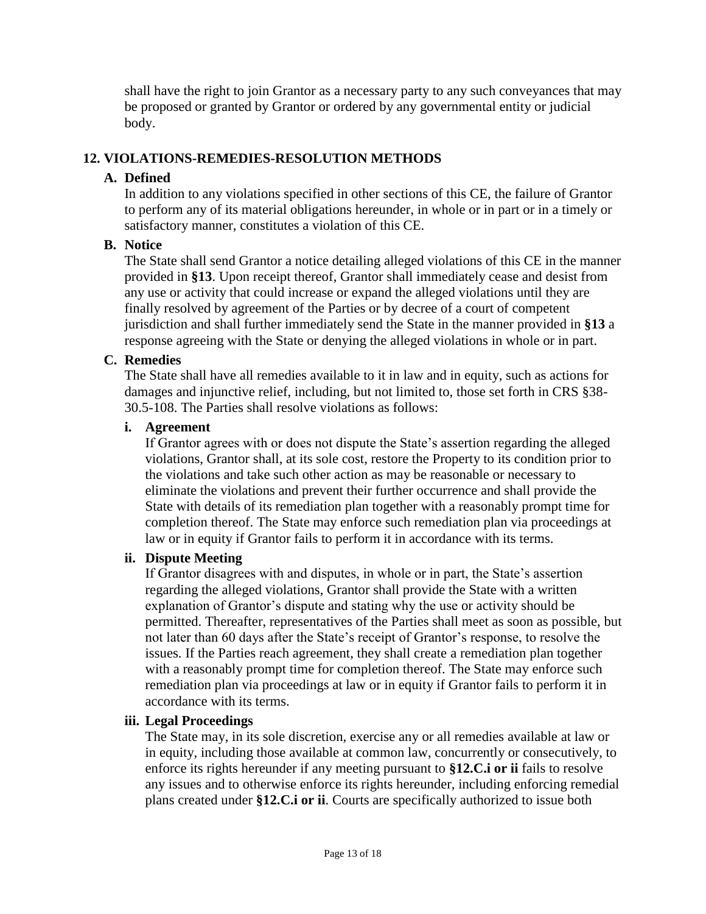shall have the right to join Grantor as a necessary party to any such conveyances that may be proposed or granted by Grantor or ordered by any governmental entity or judicial body.

## 12. VIOLATIONS-REMEDIES-RESOLUTION METHODS

### A. Defined

In addition to any violations specified in other sections of this CE, the failure of Grantor to perform any of its material obligations hereunder, in whole or in part or in a timely or satisfactory manner, constitutes a violation of this CE.

### B. Notice

The State shall send Grantor a notice detailing alleged violations of this CE in the manner provided in **§13**. Upon receipt thereof, Grantor shall immediately cease and desist from any use or activity that could increase or expand the alleged violations until they are finally resolved by agreement of the Parties or by decree of a court of competent jurisdiction and shall further immediately send the State in the manner provided in **§13** a response agreeing with the State or denying the alleged violations in whole or in part.

### C. Remedies

The State shall have all remedies available to it in law and in equity, such as actions for damages and injunctive relief, including, but not limited to, those set forth in CRS §38-30.5-108. The Parties shall resolve violations as follows:

#### i. Agreement

If Grantor agrees with or does not dispute the State's assertion regarding the alleged violations, Grantor shall, at its sole cost, restore the Property to its condition prior to the violations and take such other action as may be reasonable or necessary to eliminate the violations and prevent their further occurrence and shall provide the State with details of its remediation plan together with a reasonably prompt time for completion thereof. The State may enforce such remediation plan via proceedings at law or in equity if Grantor fails to perform it in accordance with its terms.

#### ii. Dispute Meeting

If Grantor disagrees with and disputes, in whole or in part, the State's assertion regarding the alleged violations, Grantor shall provide the State with a written explanation of Grantor's dispute and stating why the use or activity should be permitted. Thereafter, representatives of the Parties shall meet as soon as possible, but not later than 60 days after the State's receipt of Grantor's response, to resolve the issues. If the Parties reach agreement, they shall create a remediation plan together with a reasonably prompt time for completion thereof. The State may enforce such remediation plan via proceedings at law or in equity if Grantor fails to perform it in accordance with its terms.

#### iii. Legal Proceedings

The State may, in its sole discretion, exercise any or all remedies available at law or in equity, including those available at common law, concurrently or consecutively, to enforce its rights hereunder if any meeting pursuant to **§12.C.i or ii** fails to resolve any issues and to otherwise enforce its rights hereunder, including enforcing remedial plans created under **§12.C.i or ii**. Courts are specifically authorized to issue both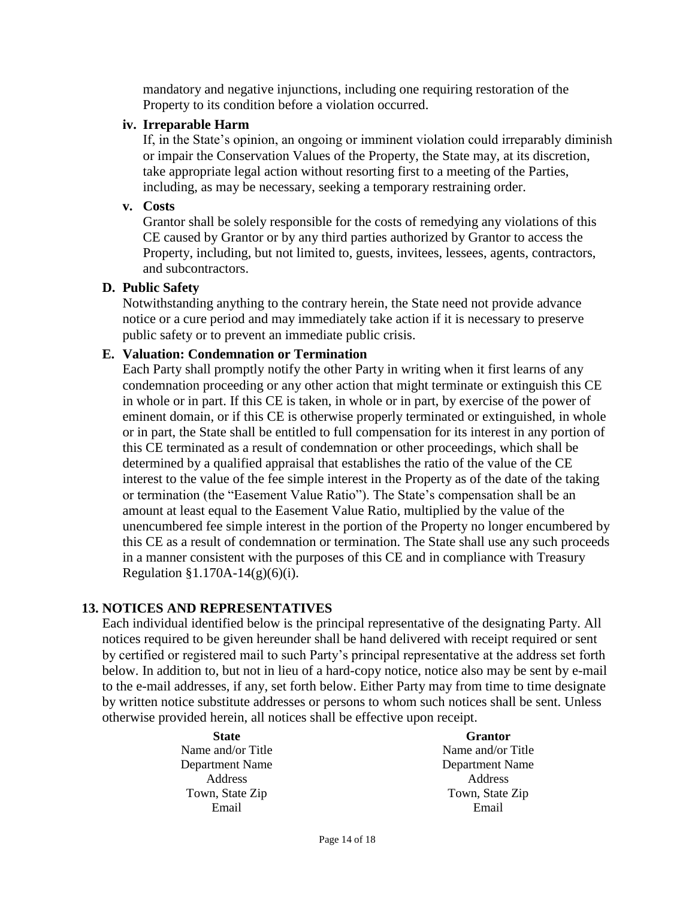mandatory and negative injunctions, including one requiring restoration of the Property to its condition before a violation occurred.

**iv. Irreparable Harm**

If, in the State's opinion, an ongoing or imminent violation could irreparably diminish or impair the Conservation Values of the Property, the State may, at its discretion, take appropriate legal action without resorting first to a meeting of the Parties, including, as may be necessary, seeking a temporary restraining order.

**v. Costs**

Grantor shall be solely responsible for the costs of remedying any violations of this CE caused by Grantor or by any third parties authorized by Grantor to access the Property, including, but not limited to, guests, invitees, lessees, agents, contractors, and subcontractors.

**D. Public Safety**

Notwithstanding anything to the contrary herein, the State need not provide advance notice or a cure period and may immediately take action if it is necessary to preserve public safety or to prevent an immediate public crisis.

**E. Valuation: Condemnation or Termination**

Each Party shall promptly notify the other Party in writing when it first learns of any condemnation proceeding or any other action that might terminate or extinguish this CE in whole or in part. If this CE is taken, in whole or in part, by exercise of the power of eminent domain, or if this CE is otherwise properly terminated or extinguished, in whole or in part, the State shall be entitled to full compensation for its interest in any portion of this CE terminated as a result of condemnation or other proceedings, which shall be determined by a qualified appraisal that establishes the ratio of the value of the CE interest to the value of the fee simple interest in the Property as of the date of the taking or termination (the "Easement Value Ratio"). The State's compensation shall be an amount at least equal to the Easement Value Ratio, multiplied by the value of the unencumbered fee simple interest in the portion of the Property no longer encumbered by this CE as a result of condemnation or termination. The State shall use any such proceeds in a manner consistent with the purposes of this CE and in compliance with Treasury Regulation §1.170A-14(g)(6)(i).

## 13. NOTICES AND REPRESENTATIVES

Each individual identified below is the principal representative of the designating Party. All notices required to be given hereunder shall be hand delivered with receipt required or sent by certified or registered mail to such Party's principal representative at the address set forth below. In addition to, but not in lieu of a hard-copy notice, notice also may be sent by e-mail to the e-mail addresses, if any, set forth below. Either Party may from time to time designate by written notice substitute addresses or persons to whom such notices shall be sent. Unless otherwise provided herein, all notices shall be effective upon receipt.

| **State** | **Grantor** |
|---|---|
| Name and/or Title | Name and/or Title |
| Department Name | Department Name |
| Address | Address |
| Town, State Zip | Town, State Zip |
| Email | Email |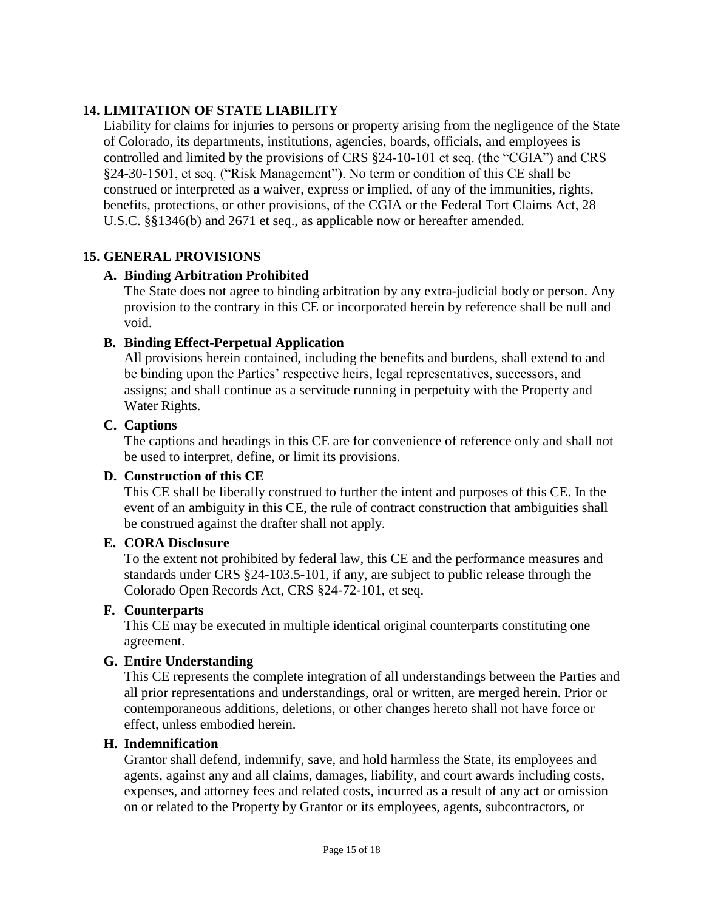## 14. LIMITATION OF STATE LIABILITY

Liability for claims for injuries to persons or property arising from the negligence of the State of Colorado, its departments, institutions, agencies, boards, officials, and employees is controlled and limited by the provisions of CRS §24-10-101 et seq. (the "CGIA") and CRS §24-30-1501, et seq. ("Risk Management"). No term or condition of this CE shall be construed or interpreted as a waiver, express or implied, of any of the immunities, rights, benefits, protections, or other provisions, of the CGIA or the Federal Tort Claims Act, 28 U.S.C. §§1346(b) and 2671 et seq., as applicable now or hereafter amended.

## 15. GENERAL PROVISIONS

### A. Binding Arbitration Prohibited

The State does not agree to binding arbitration by any extra-judicial body or person. Any provision to the contrary in this CE or incorporated herein by reference shall be null and void.

### B. Binding Effect-Perpetual Application

All provisions herein contained, including the benefits and burdens, shall extend to and be binding upon the Parties' respective heirs, legal representatives, successors, and assigns; and shall continue as a servitude running in perpetuity with the Property and Water Rights.

### C. Captions

The captions and headings in this CE are for convenience of reference only and shall not be used to interpret, define, or limit its provisions.

### D. Construction of this CE

This CE shall be liberally construed to further the intent and purposes of this CE. In the event of an ambiguity in this CE, the rule of contract construction that ambiguities shall be construed against the drafter shall not apply.

### E. CORA Disclosure

To the extent not prohibited by federal law, this CE and the performance measures and standards under CRS §24-103.5-101, if any, are subject to public release through the Colorado Open Records Act, CRS §24-72-101, et seq.

### F. Counterparts

This CE may be executed in multiple identical original counterparts constituting one agreement.

### G. Entire Understanding

This CE represents the complete integration of all understandings between the Parties and all prior representations and understandings, oral or written, are merged herein. Prior or contemporaneous additions, deletions, or other changes hereto shall not have force or effect, unless embodied herein.

### H. Indemnification

Grantor shall defend, indemnify, save, and hold harmless the State, its employees and agents, against any and all claims, damages, liability, and court awards including costs, expenses, and attorney fees and related costs, incurred as a result of any act or omission on or related to the Property by Grantor or its employees, agents, subcontractors, or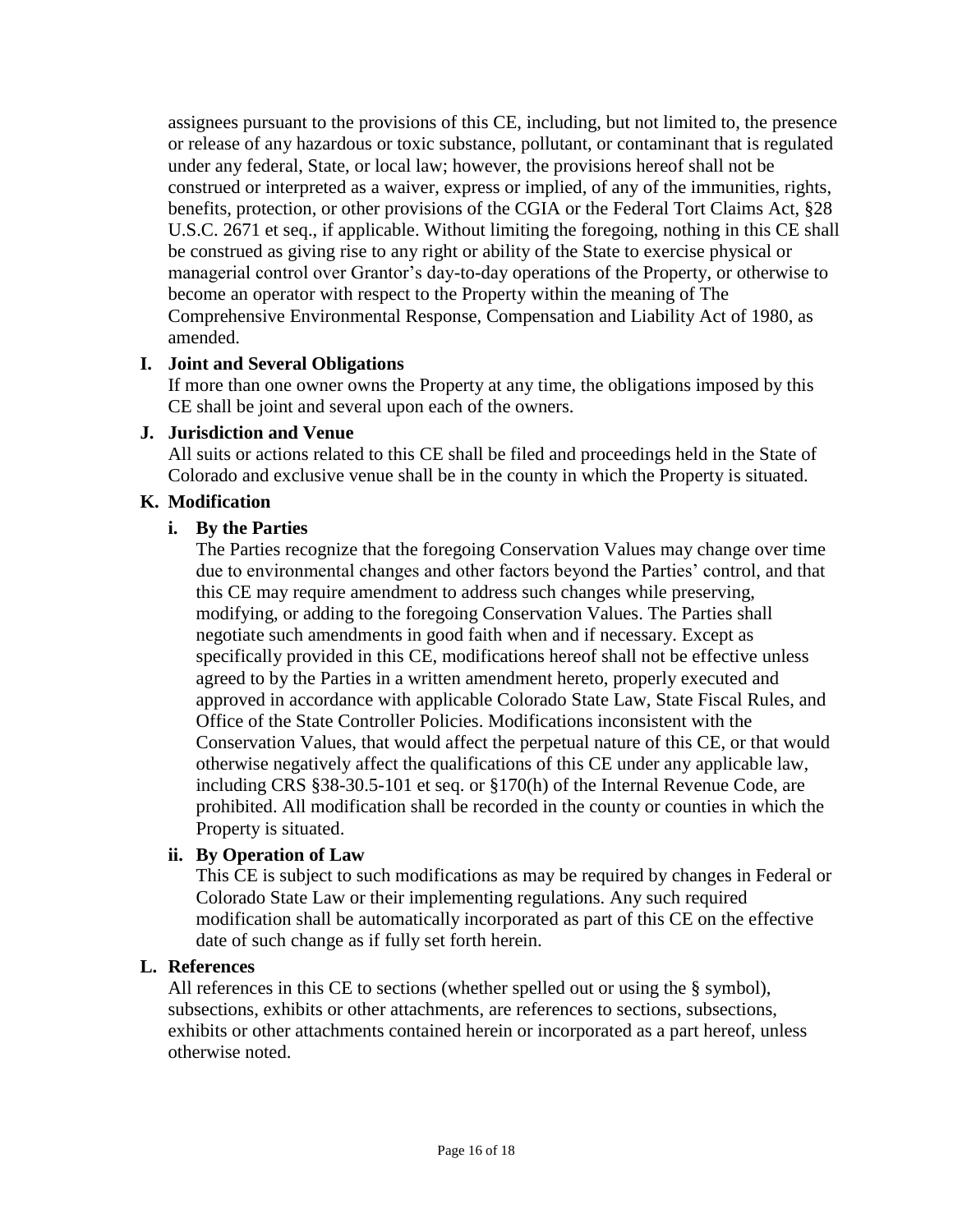assignees pursuant to the provisions of this CE, including, but not limited to, the presence or release of any hazardous or toxic substance, pollutant, or contaminant that is regulated under any federal, State, or local law; however, the provisions hereof shall not be construed or interpreted as a waiver, express or implied, of any of the immunities, rights, benefits, protection, or other provisions of the CGIA or the Federal Tort Claims Act, §28 U.S.C. 2671 et seq., if applicable. Without limiting the foregoing, nothing in this CE shall be construed as giving rise to any right or ability of the State to exercise physical or managerial control over Grantor's day-to-day operations of the Property, or otherwise to become an operator with respect to the Property within the meaning of The Comprehensive Environmental Response, Compensation and Liability Act of 1980, as amended.

**I. Joint and Several Obligations**

If more than one owner owns the Property at any time, the obligations imposed by this CE shall be joint and several upon each of the owners.

**J. Jurisdiction and Venue**

All suits or actions related to this CE shall be filed and proceedings held in the State of Colorado and exclusive venue shall be in the county in which the Property is situated.

**K. Modification**

**i. By the Parties**

The Parties recognize that the foregoing Conservation Values may change over time due to environmental changes and other factors beyond the Parties' control, and that this CE may require amendment to address such changes while preserving, modifying, or adding to the foregoing Conservation Values. The Parties shall negotiate such amendments in good faith when and if necessary. Except as specifically provided in this CE, modifications hereof shall not be effective unless agreed to by the Parties in a written amendment hereto, properly executed and approved in accordance with applicable Colorado State Law, State Fiscal Rules, and Office of the State Controller Policies. Modifications inconsistent with the Conservation Values, that would affect the perpetual nature of this CE, or that would otherwise negatively affect the qualifications of this CE under any applicable law, including CRS §38-30.5-101 et seq. or §170(h) of the Internal Revenue Code, are prohibited. All modification shall be recorded in the county or counties in which the Property is situated.

**ii. By Operation of Law**

This CE is subject to such modifications as may be required by changes in Federal or Colorado State Law or their implementing regulations. Any such required modification shall be automatically incorporated as part of this CE on the effective date of such change as if fully set forth herein.

**L. References**

All references in this CE to sections (whether spelled out or using the § symbol), subsections, exhibits or other attachments, are references to sections, subsections, exhibits or other attachments contained herein or incorporated as a part hereof, unless otherwise noted.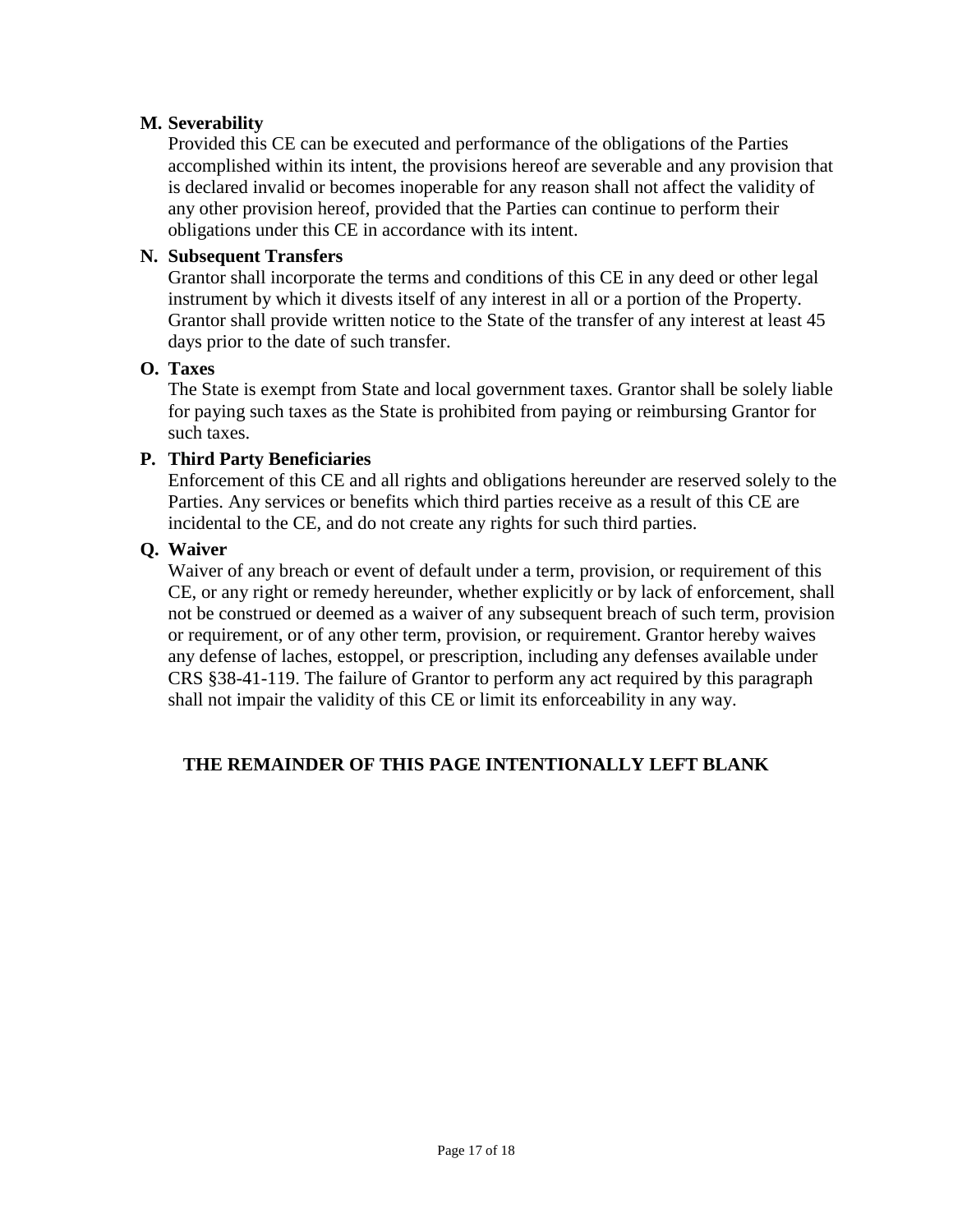**M. Severability**

Provided this CE can be executed and performance of the obligations of the Parties accomplished within its intent, the provisions hereof are severable and any provision that is declared invalid or becomes inoperable for any reason shall not affect the validity of any other provision hereof, provided that the Parties can continue to perform their obligations under this CE in accordance with its intent.

**N. Subsequent Transfers**

Grantor shall incorporate the terms and conditions of this CE in any deed or other legal instrument by which it divests itself of any interest in all or a portion of the Property. Grantor shall provide written notice to the State of the transfer of any interest at least 45 days prior to the date of such transfer.

**O. Taxes**

The State is exempt from State and local government taxes. Grantor shall be solely liable for paying such taxes as the State is prohibited from paying or reimbursing Grantor for such taxes.

**P. Third Party Beneficiaries**

Enforcement of this CE and all rights and obligations hereunder are reserved solely to the Parties. Any services or benefits which third parties receive as a result of this CE are incidental to the CE, and do not create any rights for such third parties.

**Q. Waiver**

Waiver of any breach or event of default under a term, provision, or requirement of this CE, or any right or remedy hereunder, whether explicitly or by lack of enforcement, shall not be construed or deemed as a waiver of any subsequent breach of such term, provision or requirement, or of any other term, provision, or requirement. Grantor hereby waives any defense of laches, estoppel, or prescription, including any defenses available under CRS §38-41-119. The failure of Grantor to perform any act required by this paragraph shall not impair the validity of this CE or limit its enforceability in any way.

**THE REMAINDER OF THIS PAGE INTENTIONALLY LEFT BLANK**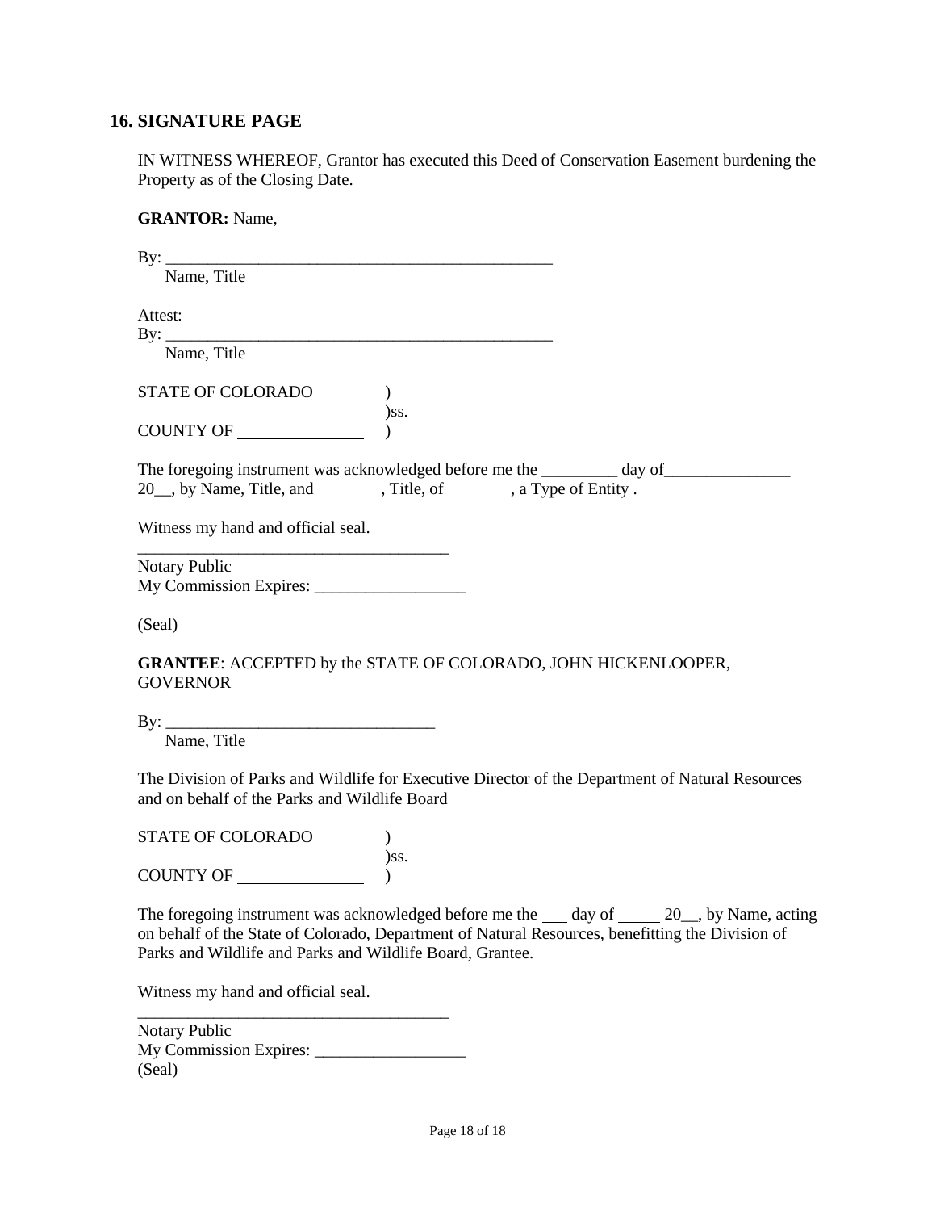## 16. SIGNATURE PAGE

IN WITNESS WHEREOF, Grantor has executed this Deed of Conservation Easement burdening the Property as of the Closing Date.

**GRANTOR:** Name,

By: ________________________________________________
Name, Title

Attest:
By: ________________________________________________
Name, Title

STATE OF COLORADO )
)ss.
COUNTY OF ______________ )

The foregoing instrument was acknowledged before me the _________ day of_______________ 20__, by Name, Title, and , Title, of , a Type of Entity .

Witness my hand and official seal.

______________________________________
Notary Public
My Commission Expires: __________________

(Seal)

**GRANTEE**: ACCEPTED by the STATE OF COLORADO, JOHN HICKENLOOPER, GOVERNOR

By: ________________________________
Name, Title

The Division of Parks and Wildlife for Executive Director of the Department of Natural Resources and on behalf of the Parks and Wildlife Board

STATE OF COLORADO )
)ss.
COUNTY OF ______________ )

The foregoing instrument was acknowledged before me the ___ day of _____ 20__, by Name, acting on behalf of the State of Colorado, Department of Natural Resources, benefitting the Division of Parks and Wildlife and Parks and Wildlife Board, Grantee.

Witness my hand and official seal.

______________________________________
Notary Public
My Commission Expires: __________________
(Seal)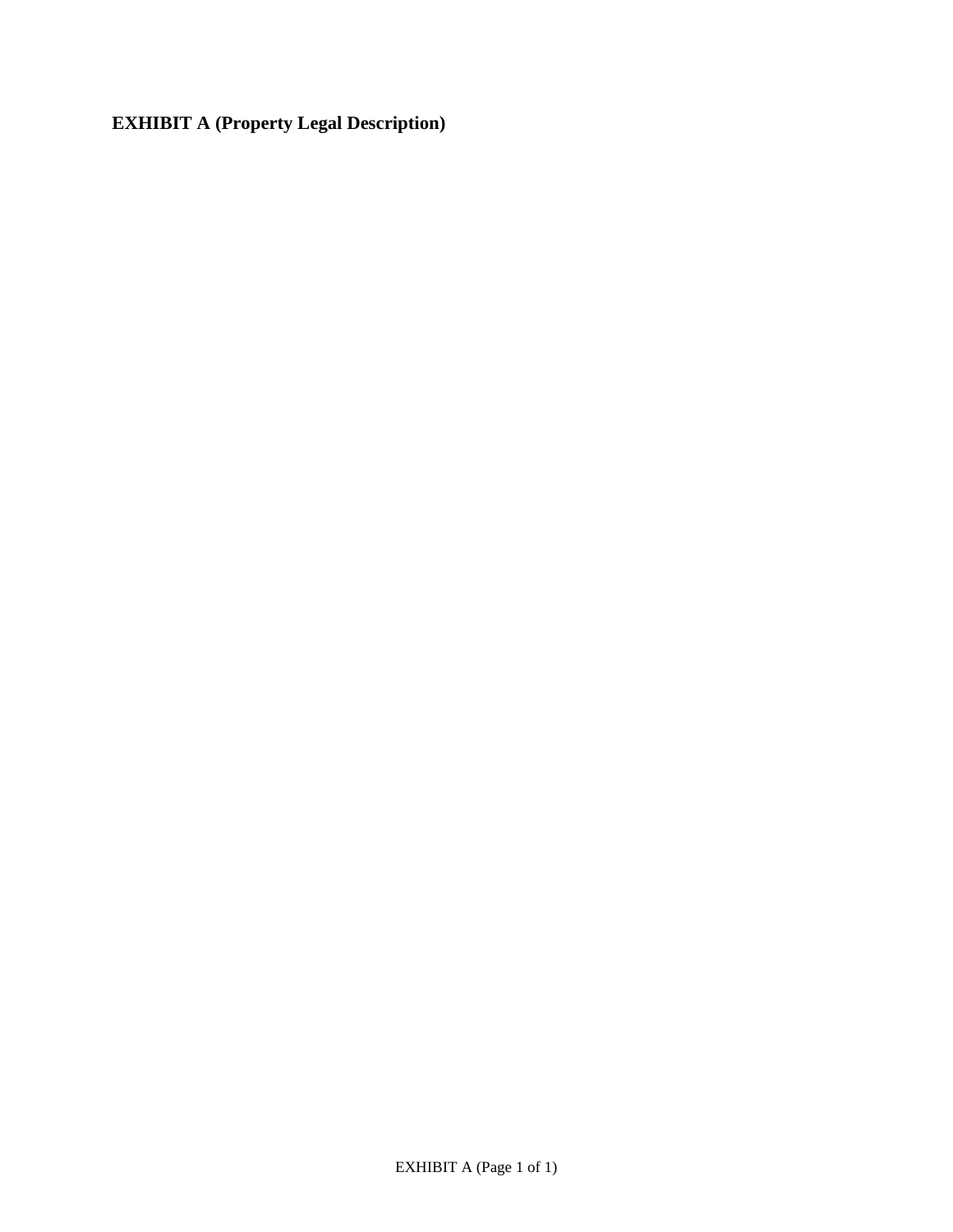**EXHIBIT A (Property Legal Description)**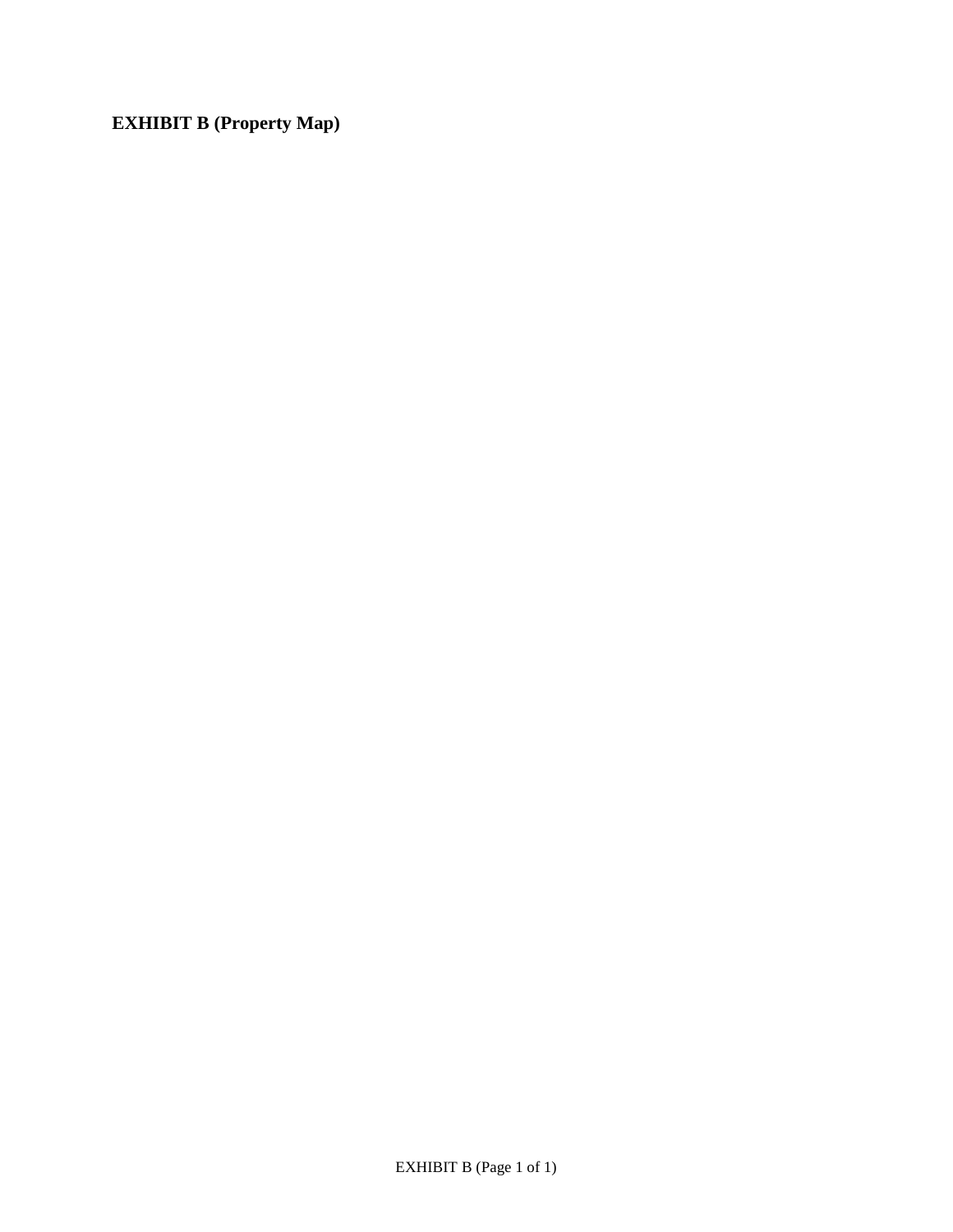**EXHIBIT B (Property Map)**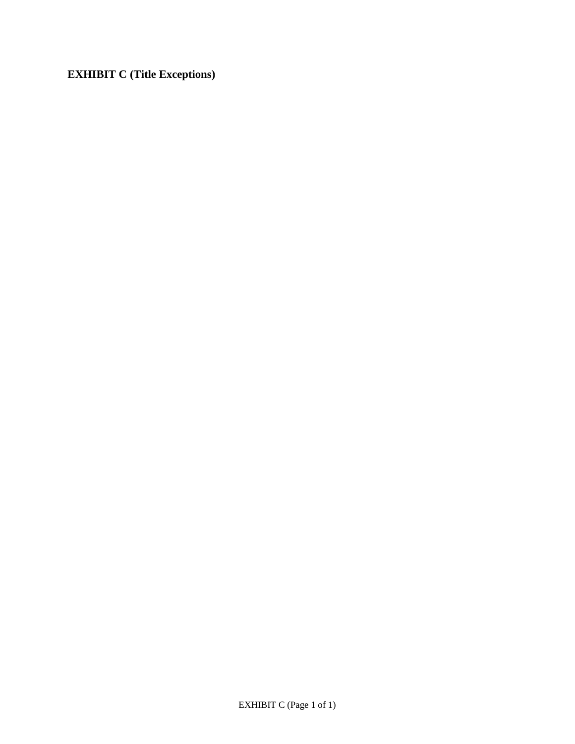**EXHIBIT C (Title Exceptions)**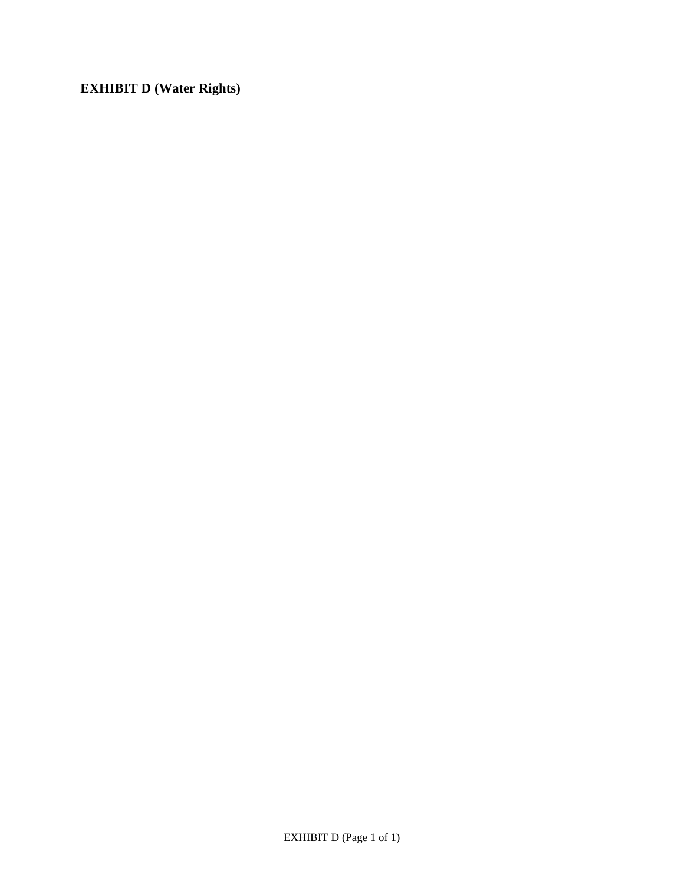**EXHIBIT D (Water Rights)**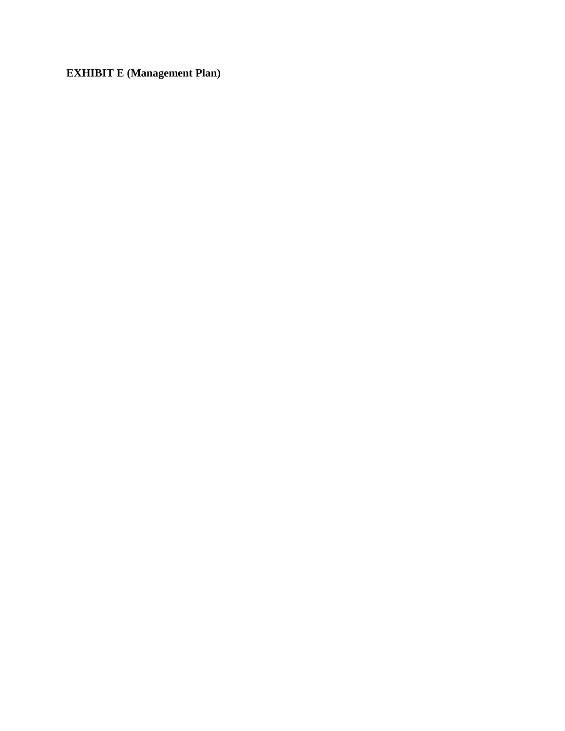**EXHIBIT E (Management Plan)**